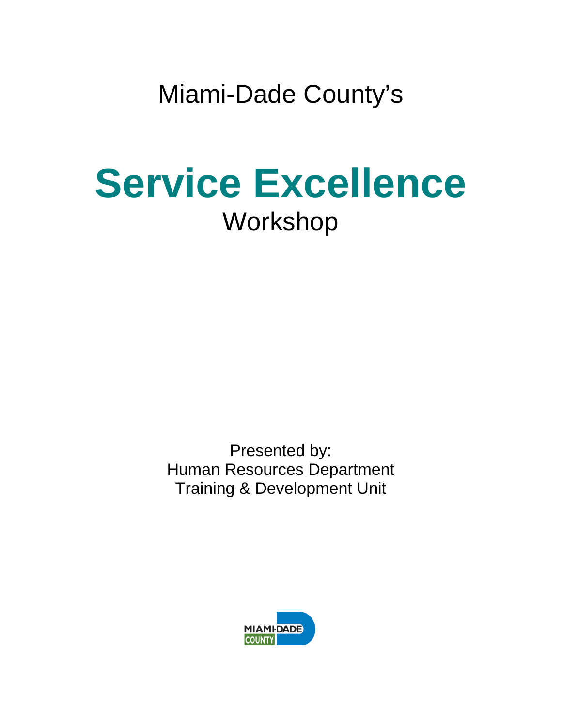Miami-Dade County's

# Service Excellence

## Workshop

Presented by:
Human Resources Department
Training & Development Unit

MIAMI-DADE
COUNTY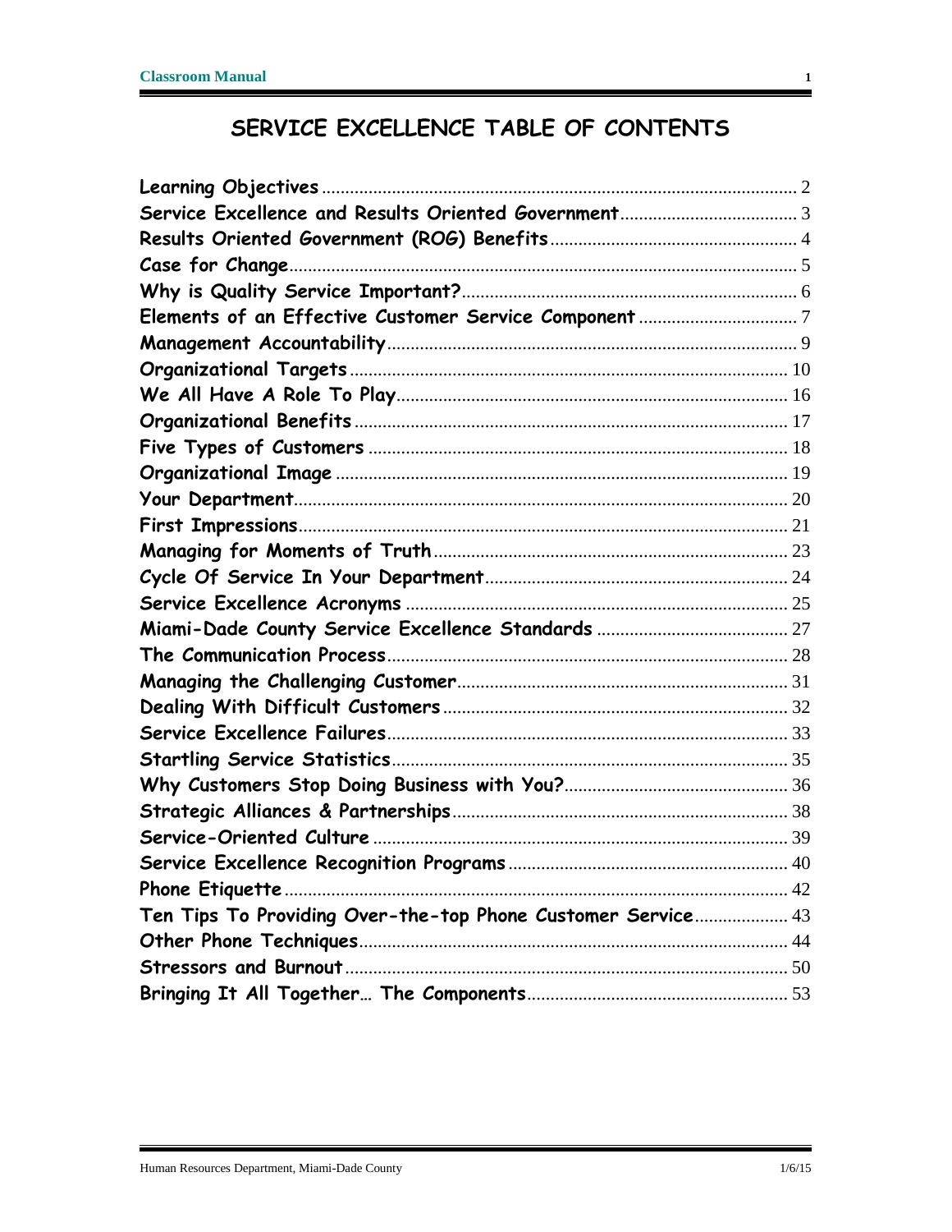# SERVICE EXCELLENCE TABLE OF CONTENTS

| | |
|---|---|
| **Learning Objectives** | 2 |
| **Service Excellence and Results Oriented Government** | 3 |
| **Results Oriented Government (ROG) Benefits** | 4 |
| **Case for Change** | 5 |
| **Why is Quality Service Important?** | 6 |
| **Elements of an Effective Customer Service Component** | 7 |
| **Management Accountability** | 9 |
| **Organizational Targets** | 10 |
| **We All Have A Role To Play** | 16 |
| **Organizational Benefits** | 17 |
| **Five Types of Customers** | 18 |
| **Organizational Image** | 19 |
| **Your Department** | 20 |
| **First Impressions** | 21 |
| **Managing for Moments of Truth** | 23 |
| **Cycle Of Service In Your Department** | 24 |
| **Service Excellence Acronyms** | 25 |
| **Miami-Dade County Service Excellence Standards** | 27 |
| **The Communication Process** | 28 |
| **Managing the Challenging Customer** | 31 |
| **Dealing With Difficult Customers** | 32 |
| **Service Excellence Failures** | 33 |
| **Startling Service Statistics** | 35 |
| **Why Customers Stop Doing Business with You?** | 36 |
| **Strategic Alliances & Partnerships** | 38 |
| **Service-Oriented Culture** | 39 |
| **Service Excellence Recognition Programs** | 40 |
| **Phone Etiquette** | 42 |
| **Ten Tips To Providing Over-the-top Phone Customer Service** | 43 |
| **Other Phone Techniques** | 44 |
| **Stressors and Burnout** | 50 |
| **Bringing It All Together… The Components** | 53 |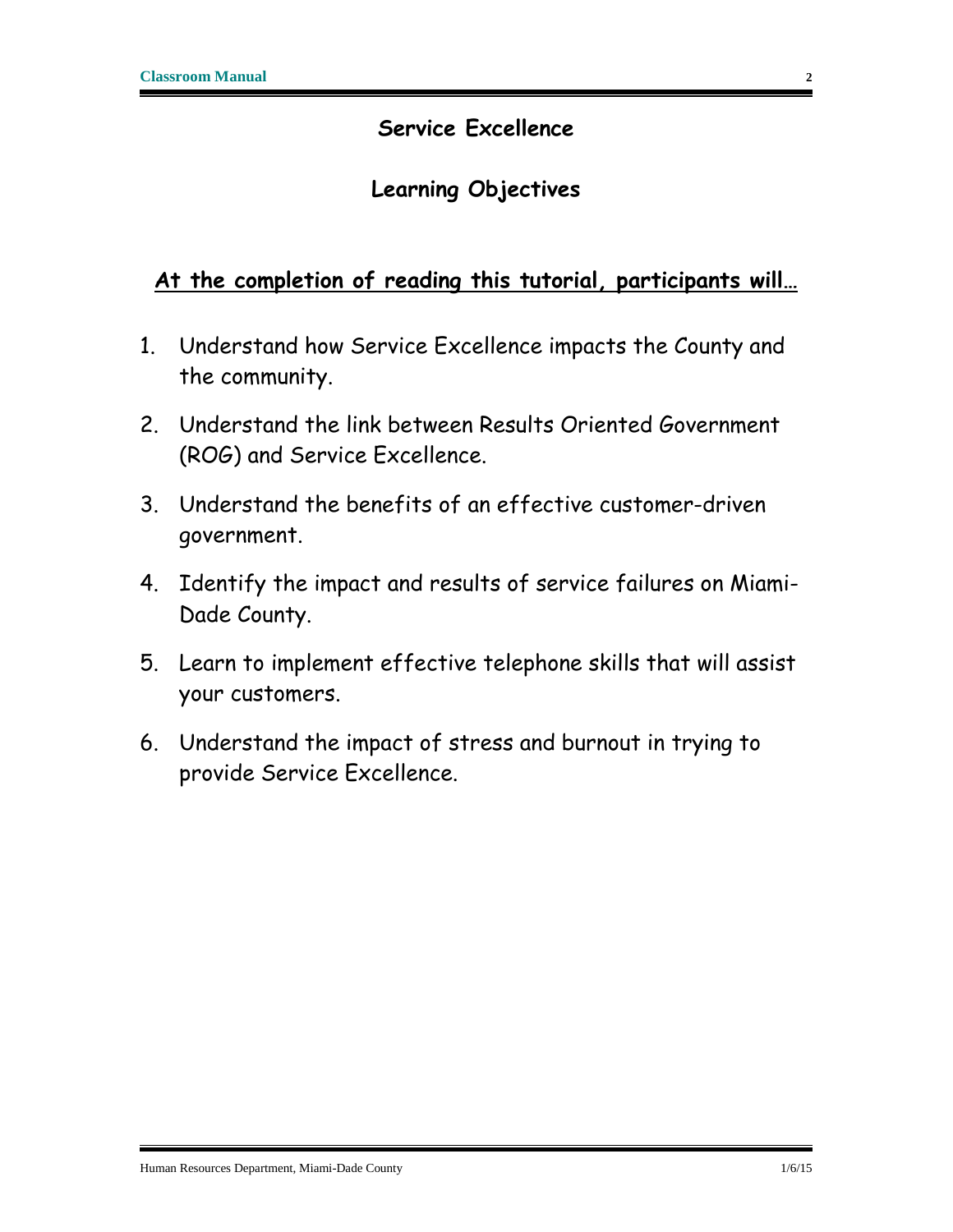# Service Excellence

## Learning Objectives

**At the completion of reading this tutorial, participants will…**

1. Understand how Service Excellence impacts the County and the community.
2. Understand the link between Results Oriented Government (ROG) and Service Excellence.
3. Understand the benefits of an effective customer-driven government.
4. Identify the impact and results of service failures on Miami-Dade County.
5. Learn to implement effective telephone skills that will assist your customers.
6. Understand the impact of stress and burnout in trying to provide Service Excellence.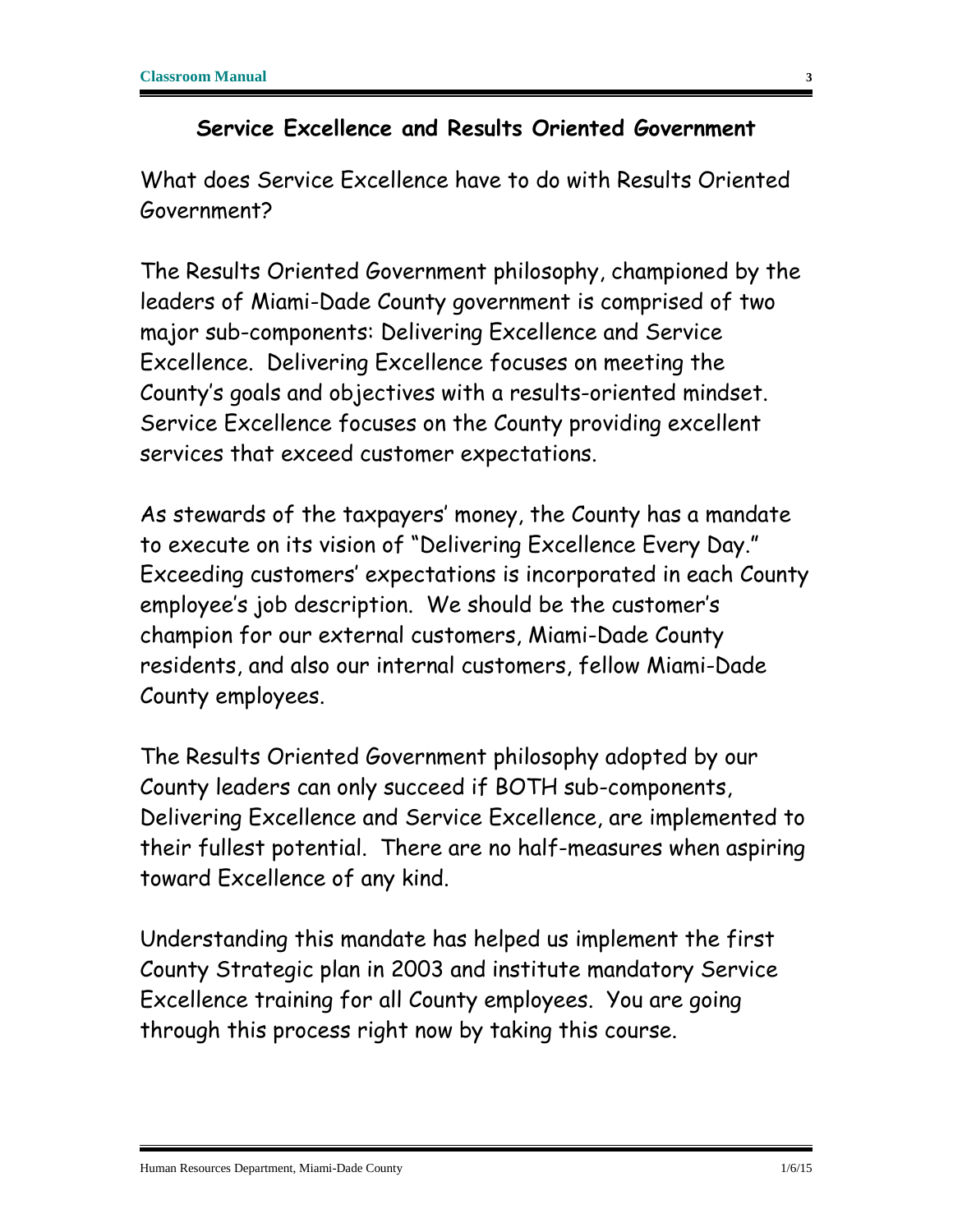## Service Excellence and Results Oriented Government

What does Service Excellence have to do with Results Oriented Government?

The Results Oriented Government philosophy, championed by the leaders of Miami-Dade County government is comprised of two major sub-components: Delivering Excellence and Service Excellence. Delivering Excellence focuses on meeting the County's goals and objectives with a results-oriented mindset. Service Excellence focuses on the County providing excellent services that exceed customer expectations.

As stewards of the taxpayers' money, the County has a mandate to execute on its vision of "Delivering Excellence Every Day." Exceeding customers' expectations is incorporated in each County employee's job description. We should be the customer's champion for our external customers, Miami-Dade County residents, and also our internal customers, fellow Miami-Dade County employees.

The Results Oriented Government philosophy adopted by our County leaders can only succeed if BOTH sub-components, Delivering Excellence and Service Excellence, are implemented to their fullest potential. There are no half-measures when aspiring toward Excellence of any kind.

Understanding this mandate has helped us implement the first County Strategic plan in 2003 and institute mandatory Service Excellence training for all County employees. You are going through this process right now by taking this course.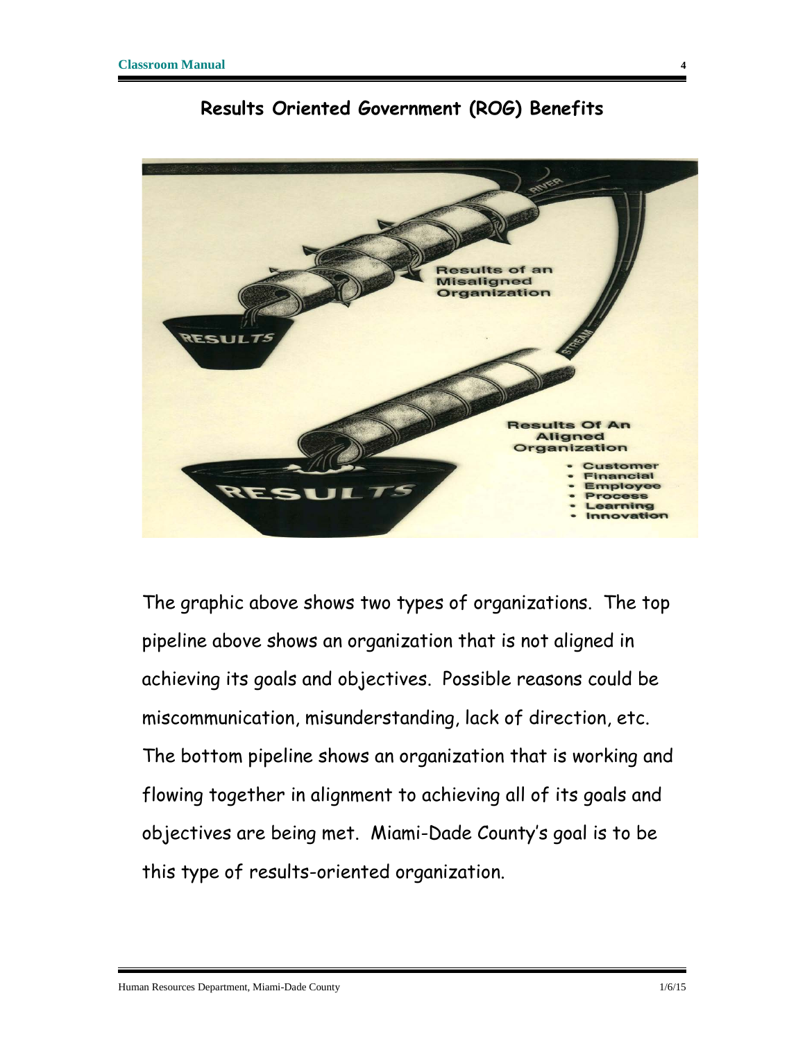## Results Oriented Government (ROG) Benefits

The graphic above shows two types of organizations. The top pipeline above shows an organization that is not aligned in achieving its goals and objectives. Possible reasons could be miscommunication, misunderstanding, lack of direction, etc. The bottom pipeline shows an organization that is working and flowing together in alignment to achieving all of its goals and objectives are being met. Miami-Dade County's goal is to be this type of results-oriented organization.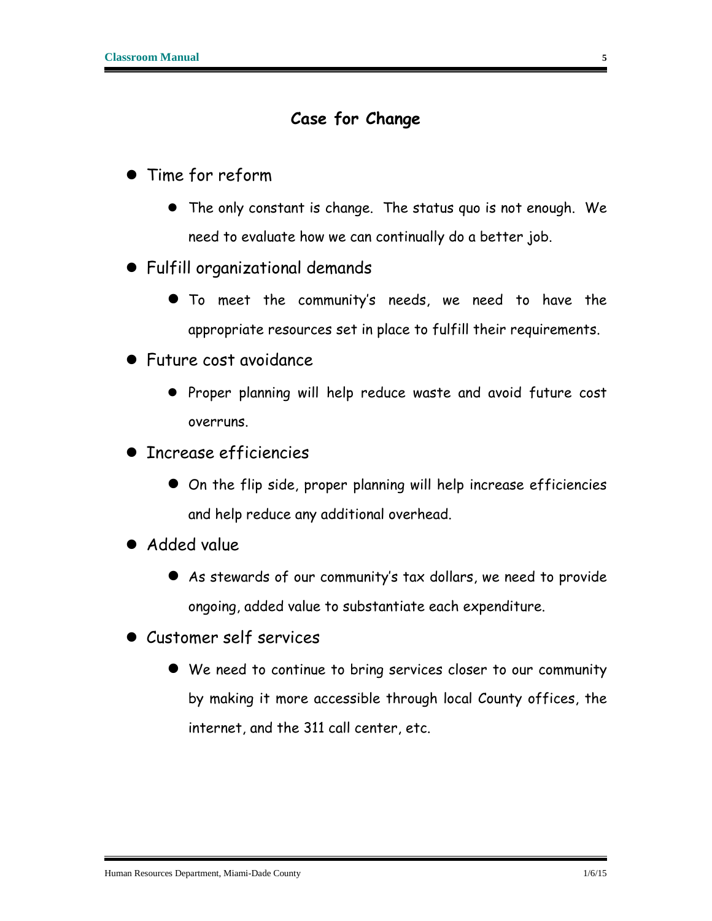# Case for Change

- Time for reform
  - The only constant is change. The status quo is not enough. We need to evaluate how we can continually do a better job.
- Fulfill organizational demands
  - To meet the community's needs, we need to have the appropriate resources set in place to fulfill their requirements.
- Future cost avoidance
  - Proper planning will help reduce waste and avoid future cost overruns.
- Increase efficiencies
  - On the flip side, proper planning will help increase efficiencies and help reduce any additional overhead.
- Added value
  - As stewards of our community's tax dollars, we need to provide ongoing, added value to substantiate each expenditure.
- Customer self services
  - We need to continue to bring services closer to our community by making it more accessible through local County offices, the internet, and the 311 call center, etc.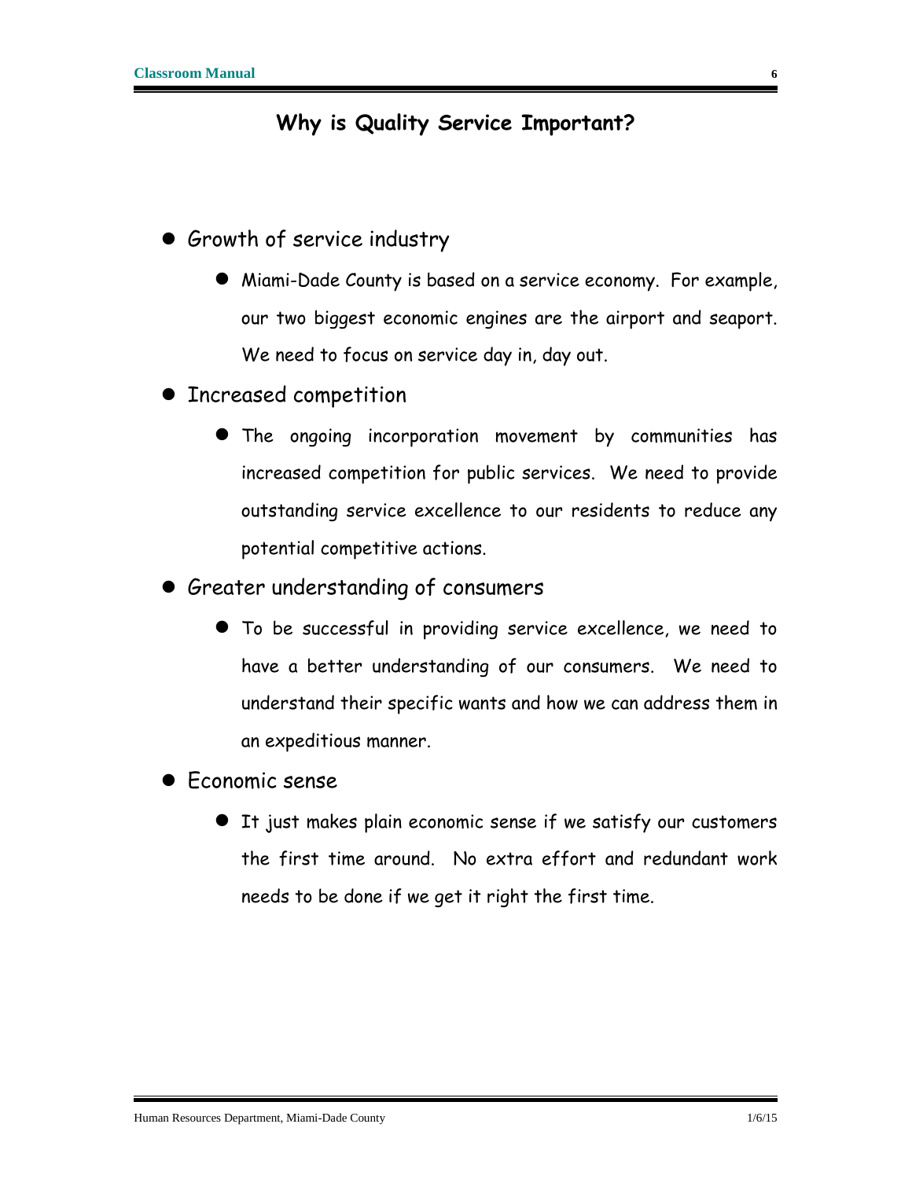## Why is Quality Service Important?

- Growth of service industry
  - Miami-Dade County is based on a service economy. For example, our two biggest economic engines are the airport and seaport. We need to focus on service day in, day out.
- Increased competition
  - The ongoing incorporation movement by communities has increased competition for public services. We need to provide outstanding service excellence to our residents to reduce any potential competitive actions.
- Greater understanding of consumers
  - To be successful in providing service excellence, we need to have a better understanding of our consumers. We need to understand their specific wants and how we can address them in an expeditious manner.
- Economic sense
  - It just makes plain economic sense if we satisfy our customers the first time around. No extra effort and redundant work needs to be done if we get it right the first time.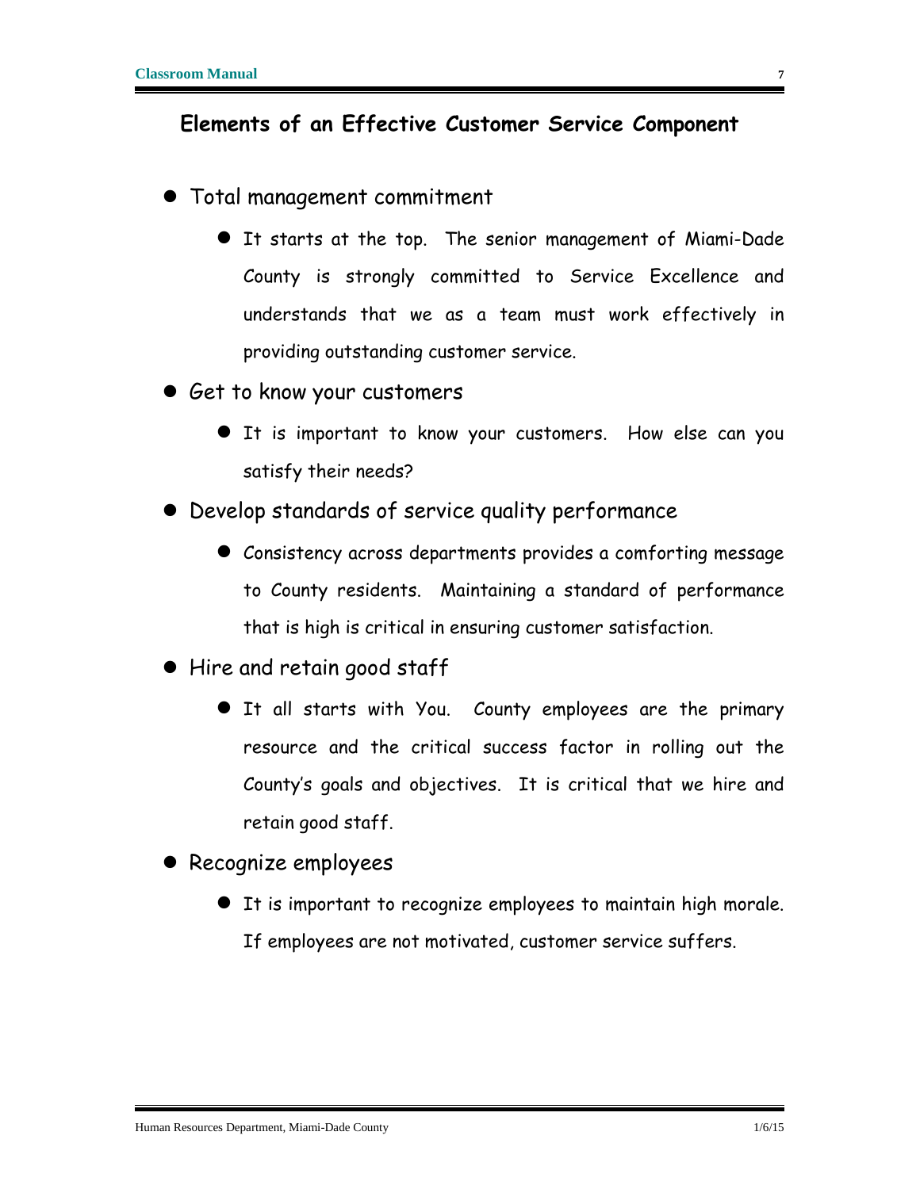## Elements of an Effective Customer Service Component

- Total management commitment
  - It starts at the top. The senior management of Miami-Dade County is strongly committed to Service Excellence and understands that we as a team must work effectively in providing outstanding customer service.
- Get to know your customers
  - It is important to know your customers. How else can you satisfy their needs?
- Develop standards of service quality performance
  - Consistency across departments provides a comforting message to County residents. Maintaining a standard of performance that is high is critical in ensuring customer satisfaction.
- Hire and retain good staff
  - It all starts with You. County employees are the primary resource and the critical success factor in rolling out the County's goals and objectives. It is critical that we hire and retain good staff.
- Recognize employees
  - It is important to recognize employees to maintain high morale. If employees are not motivated, customer service suffers.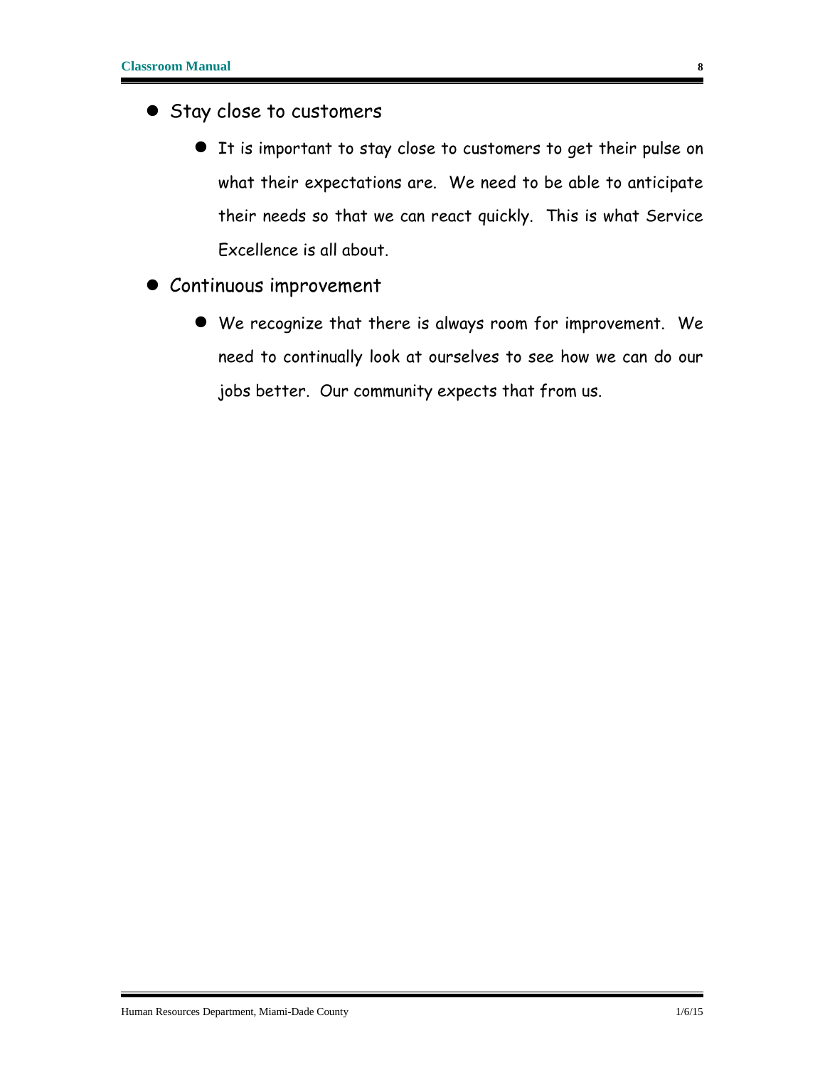- Stay close to customers
  - It is important to stay close to customers to get their pulse on what their expectations are. We need to be able to anticipate their needs so that we can react quickly. This is what Service Excellence is all about.
- Continuous improvement
  - We recognize that there is always room for improvement. We need to continually look at ourselves to see how we can do our jobs better. Our community expects that from us.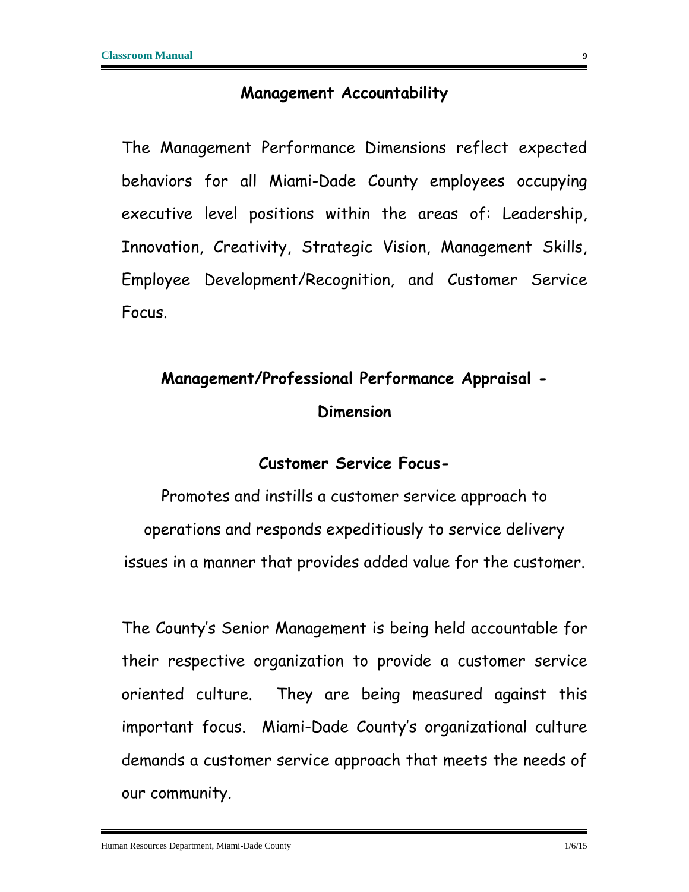## Management Accountability

The Management Performance Dimensions reflect expected behaviors for all Miami-Dade County employees occupying executive level positions within the areas of: Leadership, Innovation, Creativity, Strategic Vision, Management Skills, Employee Development/Recognition, and Customer Service Focus.

## Management/Professional Performance Appraisal - Dimension

### Customer Service Focus-

Promotes and instills a customer service approach to operations and responds expeditiously to service delivery issues in a manner that provides added value for the customer.

The County's Senior Management is being held accountable for their respective organization to provide a customer service oriented culture. They are being measured against this important focus. Miami-Dade County's organizational culture demands a customer service approach that meets the needs of our community.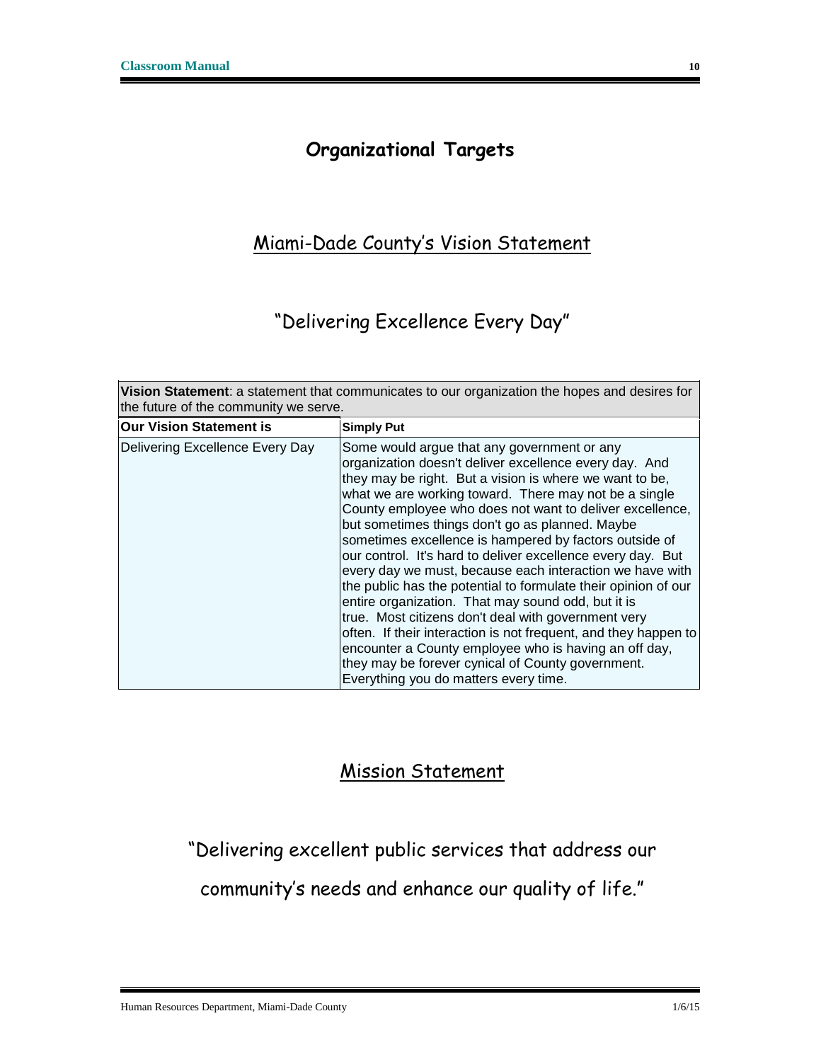# Organizational Targets

## Miami-Dade County's Vision Statement

### "Delivering Excellence Every Day"

| **Vision Statement**: a statement that communicates to our organization the hopes and desires for the future of the community we serve. | |
|---|---|
| **Our Vision Statement is** | **Simply Put** |
| Delivering Excellence Every Day | Some would argue that any government or any organization doesn't deliver excellence every day. And they may be right. But a vision is where we want to be, what we are working toward. There may not be a single County employee who does not want to deliver excellence, but sometimes things don't go as planned. Maybe sometimes excellence is hampered by factors outside of our control. It's hard to deliver excellence every day. But every day we must, because each interaction we have with the public has the potential to formulate their opinion of our entire organization. That may sound odd, but it is true. Most citizens don't deal with government very often. If their interaction is not frequent, and they happen to encounter a County employee who is having an off day, they may be forever cynical of County government. Everything you do matters every time. |

## Mission Statement

"Delivering excellent public services that address our community's needs and enhance our quality of life."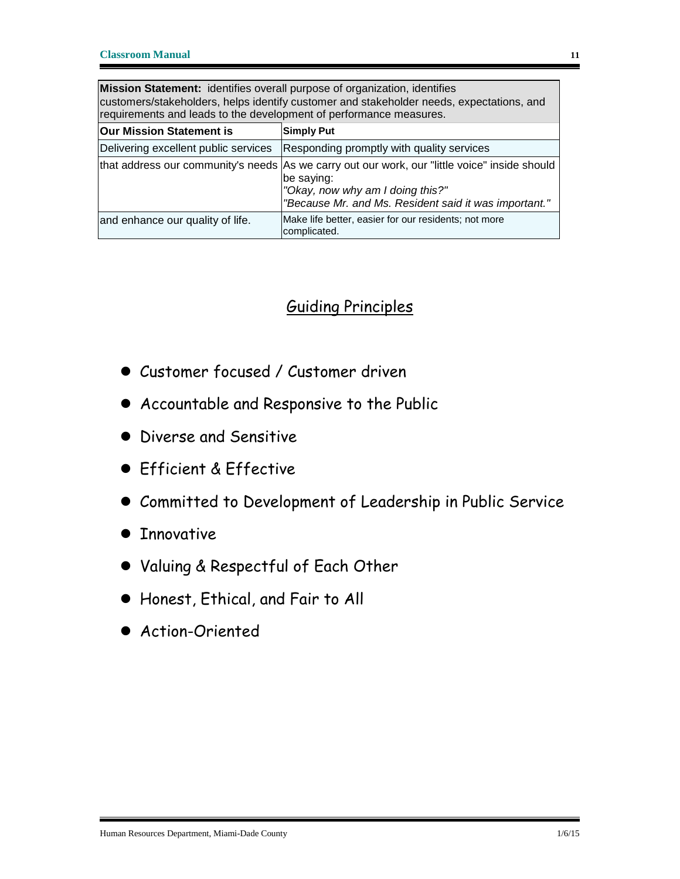| **Mission Statement:** identifies overall purpose of organization, identifies customers/stakeholders, helps identify customer and stakeholder needs, expectations, and requirements and leads to the development of performance measures. | |
|---|---|
| **Our Mission Statement is** | **Simply Put** |
| Delivering excellent public services | Responding promptly with quality services |
| that address our community's needs | As we carry out our work, our "little voice" inside should be saying: *"Okay, now why am I doing this?"* *"Because Mr. and Ms. Resident said it was important."* |
| and enhance our quality of life. | Make life better, easier for our residents; not more complicated. |

## Guiding Principles

- Customer focused / Customer driven
- Accountable and Responsive to the Public
- Diverse and Sensitive
- Efficient & Effective
- Committed to Development of Leadership in Public Service
- Innovative
- Valuing & Respectful of Each Other
- Honest, Ethical, and Fair to All
- Action-Oriented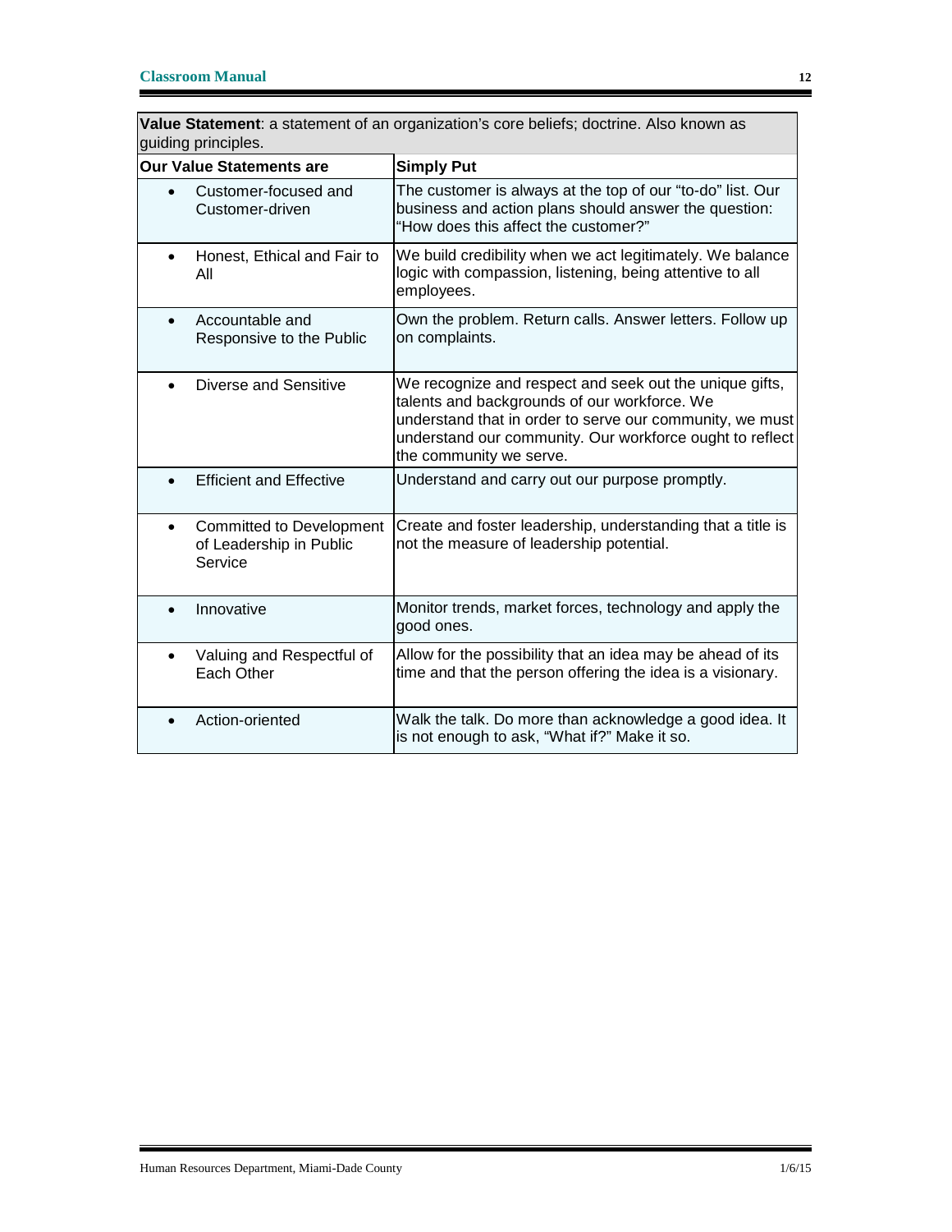**Value Statement**: a statement of an organization's core beliefs; doctrine. Also known as guiding principles.

| Our Value Statements are | Simply Put |
|---|---|
| • Customer-focused and Customer-driven | The customer is always at the top of our "to-do" list. Our business and action plans should answer the question: "How does this affect the customer?" |
| • Honest, Ethical and Fair to All | We build credibility when we act legitimately. We balance logic with compassion, listening, being attentive to all employees. |
| • Accountable and Responsive to the Public | Own the problem. Return calls. Answer letters. Follow up on complaints. |
| • Diverse and Sensitive | We recognize and respect and seek out the unique gifts, talents and backgrounds of our workforce. We understand that in order to serve our community, we must understand our community. Our workforce ought to reflect the community we serve. |
| • Efficient and Effective | Understand and carry out our purpose promptly. |
| • Committed to Development of Leadership in Public Service | Create and foster leadership, understanding that a title is not the measure of leadership potential. |
| • Innovative | Monitor trends, market forces, technology and apply the good ones. |
| • Valuing and Respectful of Each Other | Allow for the possibility that an idea may be ahead of its time and that the person offering the idea is a visionary. |
| • Action-oriented | Walk the talk. Do more than acknowledge a good idea. It is not enough to ask, "What if?" Make it so. |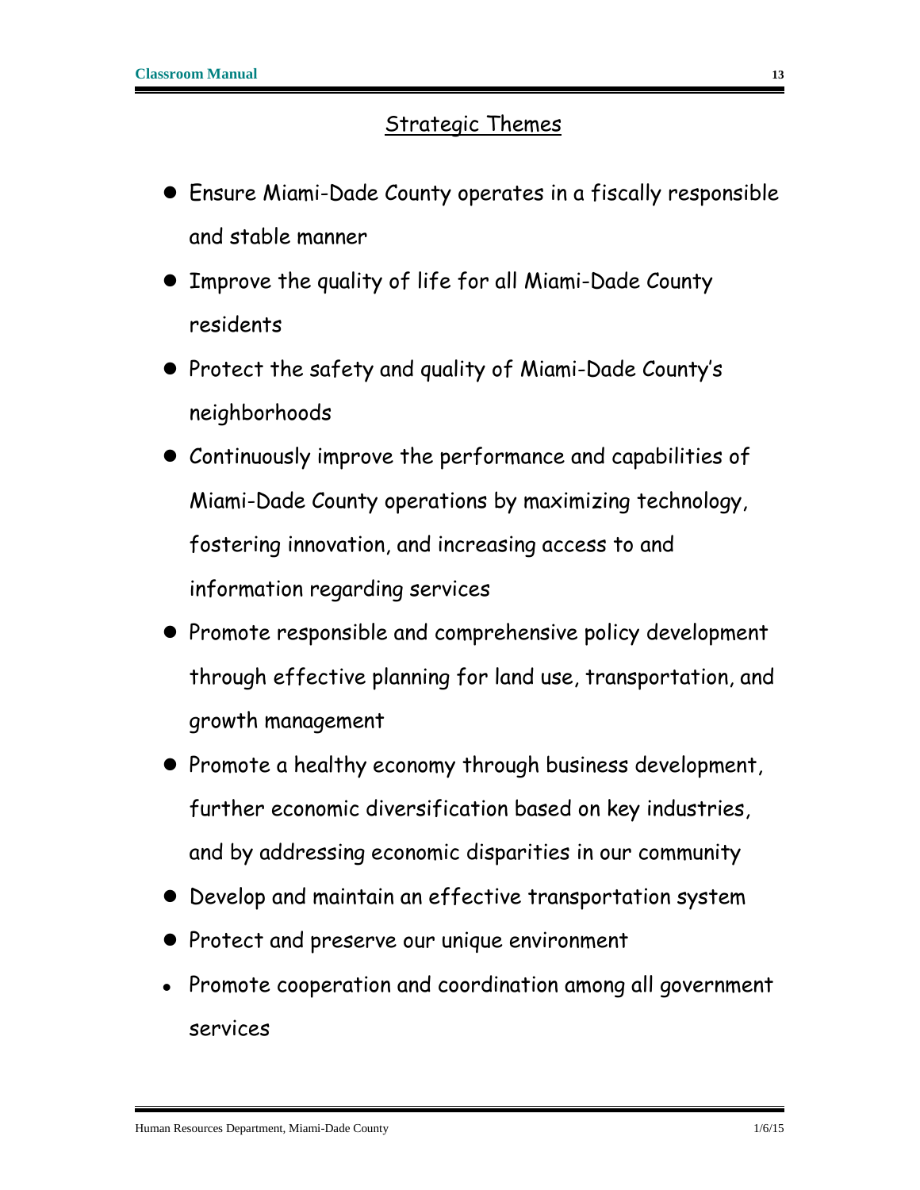## Strategic Themes

- Ensure Miami-Dade County operates in a fiscally responsible and stable manner
- Improve the quality of life for all Miami-Dade County residents
- Protect the safety and quality of Miami-Dade County's neighborhoods
- Continuously improve the performance and capabilities of Miami-Dade County operations by maximizing technology, fostering innovation, and increasing access to and information regarding services
- Promote responsible and comprehensive policy development through effective planning for land use, transportation, and growth management
- Promote a healthy economy through business development, further economic diversification based on key industries, and by addressing economic disparities in our community
- Develop and maintain an effective transportation system
- Protect and preserve our unique environment
- Promote cooperation and coordination among all government services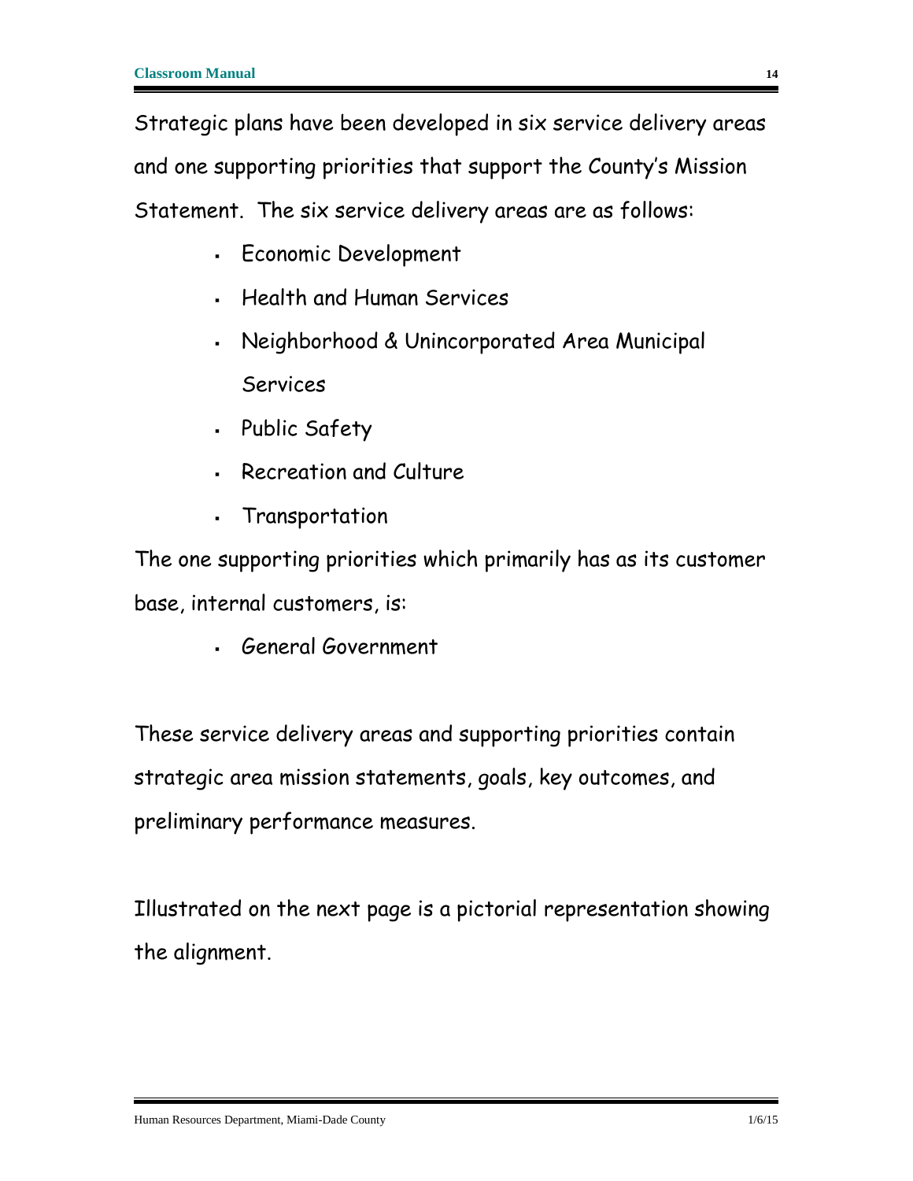Strategic plans have been developed in six service delivery areas and one supporting priorities that support the County's Mission Statement. The six service delivery areas are as follows:

- Economic Development
- Health and Human Services
- Neighborhood & Unincorporated Area Municipal Services
- Public Safety
- Recreation and Culture
- Transportation

The one supporting priorities which primarily has as its customer base, internal customers, is:

- General Government

These service delivery areas and supporting priorities contain strategic area mission statements, goals, key outcomes, and preliminary performance measures.

Illustrated on the next page is a pictorial representation showing the alignment.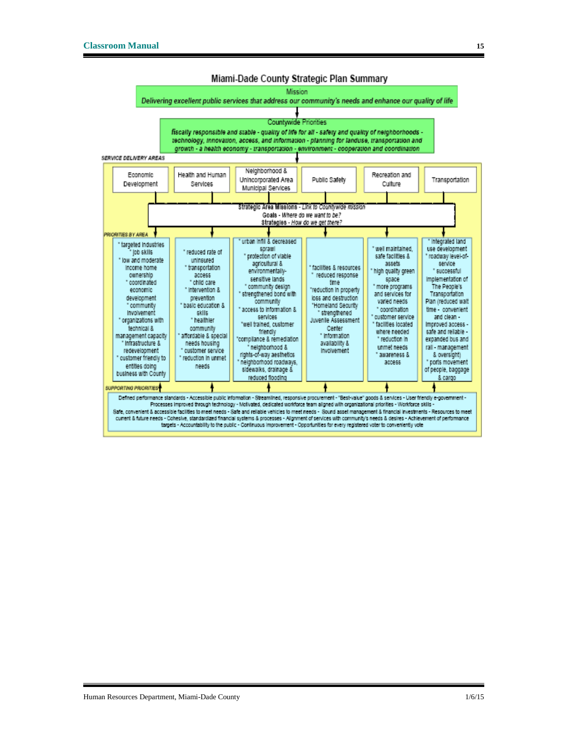# Miami-Dade County Strategic Plan Summary

**Mission**

*Delivering excellent public services that address our community's needs and enhance our quality of life*

**Countywide Priorities**

*fiscally responsible and stable - quality of life for all - safety and quality of neighborhoods - technology, innovation, access, and information - planning for landuse, transportation and growth - a health economy - transportation - environment - cooperation and coordination*

*SERVICE DELIVERY AREAS*

| Economic Development | Health and Human Services | Neighborhood & Unincorporated Area Municipal Services | Public Safety | Recreation and Culture | Transportation |
|---|---|---|---|---|---|

**Strategic Area Missions** - *Link to Countywide mission*
Goals - *Where do we want to be?*
Strategies - *How do we get there?*

*PRIORITIES BY AREA*

| Economic Development | Health and Human Services | Neighborhood & Unincorporated Area Municipal Services | Public Safety | Recreation and Culture | Transportation |
|---|---|---|---|---|---|
| * targeted industries<br>* job skills<br>* low and moderate income home ownership<br>* coordinated economic development<br>* community involvement<br>* organizations with technical & management capacity<br>* infrastructure & redevelopment<br>* customer friendly to entities doing business with County | * reduced rate of uninsured<br>* transportation access<br>* child care<br>* intervention & prevention<br>* basic education & skills<br>* healthier community<br>* affordable & special needs housing<br>* customer service<br>* reduction in unmet needs | * urban infill & decreased sprawl<br>* protection of viable agricultural & environmentally-sensitive lands<br>* community design<br>* strengthened bond with community<br>* access to information & services<br>* well trained, customer friendly<br>* compliance & remediation<br>* neighborhood & rights-of-way aesthetics<br>* neighborhood roadways, sidewalks, drainage & reduced flooding | * facilities & resources<br>* reduced response time<br>* reduction in property loss and destruction<br>* Homeland Security<br>* strengthened Juvenile Assessment Center<br>* information availability & involvement | * well maintained, safe facilities & assets<br>* high quality green space<br>* more programs and services for varied needs<br>* coordination<br>* customer service<br>* facilities located where needed<br>* reduction in unmet needs<br>* awareness & access | * integrated land use development<br>* roadway level-of-service<br>* successful implementation of The People's Transportation Plan (reduced wait time - convenient and clean - improved access - safe and reliable - expanded bus and rail - management & oversight)<br>* ports movement of people, baggage & cargo |

*SUPPORTING PRIORITIES*

Defined performance standards - Accessible public information - Streamlined, responsive procurement - "Best-value" goods & services - User friendly e-government - Processes improved through technology - Motivated, dedicated workforce team aligned with organizational priorities - Workforce skills - Safe, convenient & accessible facilities to meet needs - Safe and reliable vehicles to meet needs - Sound asset management & financial investments - Resources to meet current & future needs - Cohesive, standardized financial systems & processes - Alignment of services with community's needs & desires - Achievement of performance targets - Accountability to the public - Continuous improvement - Opportunities for every registered voter to conveniently vote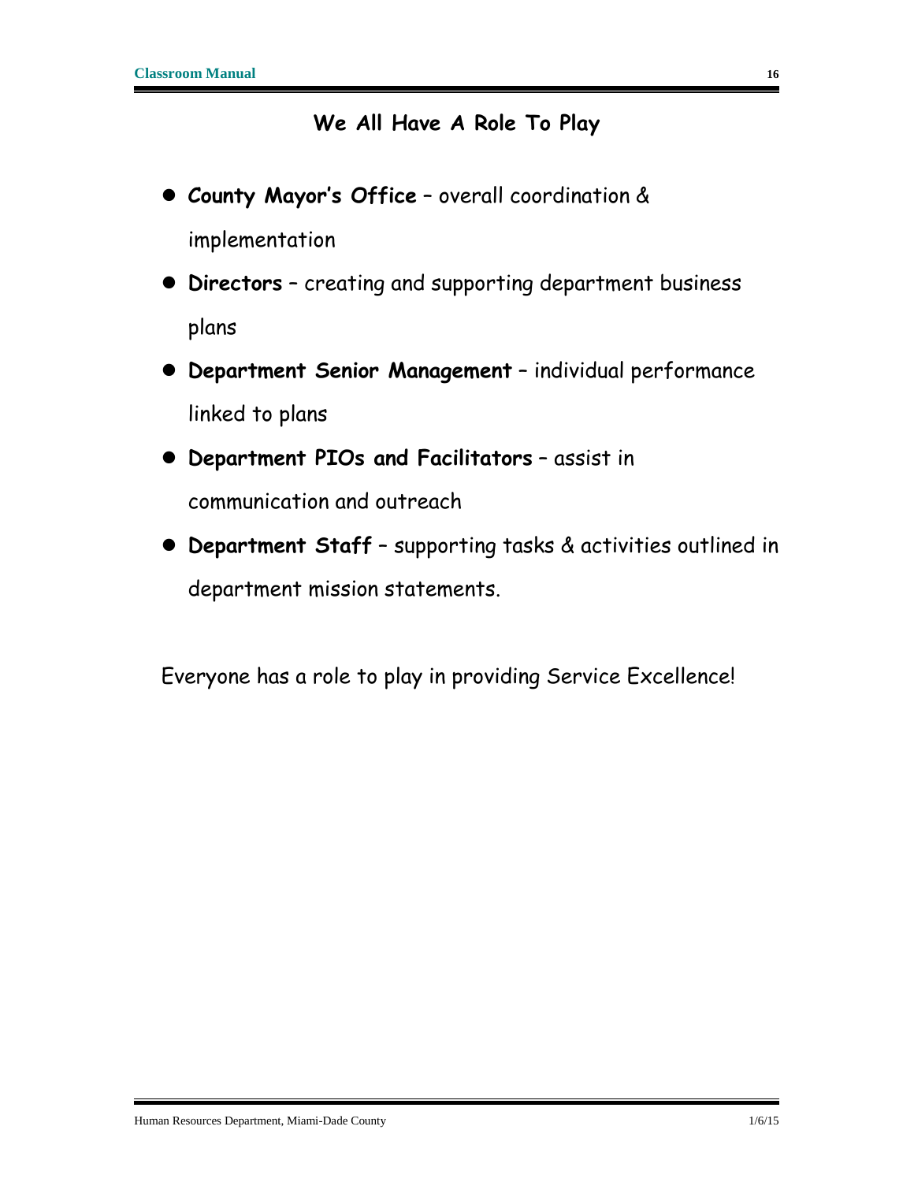## We All Have A Role To Play

- **County Mayor's Office** – overall coordination & implementation
- **Directors** – creating and supporting department business plans
- **Department Senior Management** – individual performance linked to plans
- **Department PIOs and Facilitators** – assist in communication and outreach
- **Department Staff** – supporting tasks & activities outlined in department mission statements.

Everyone has a role to play in providing Service Excellence!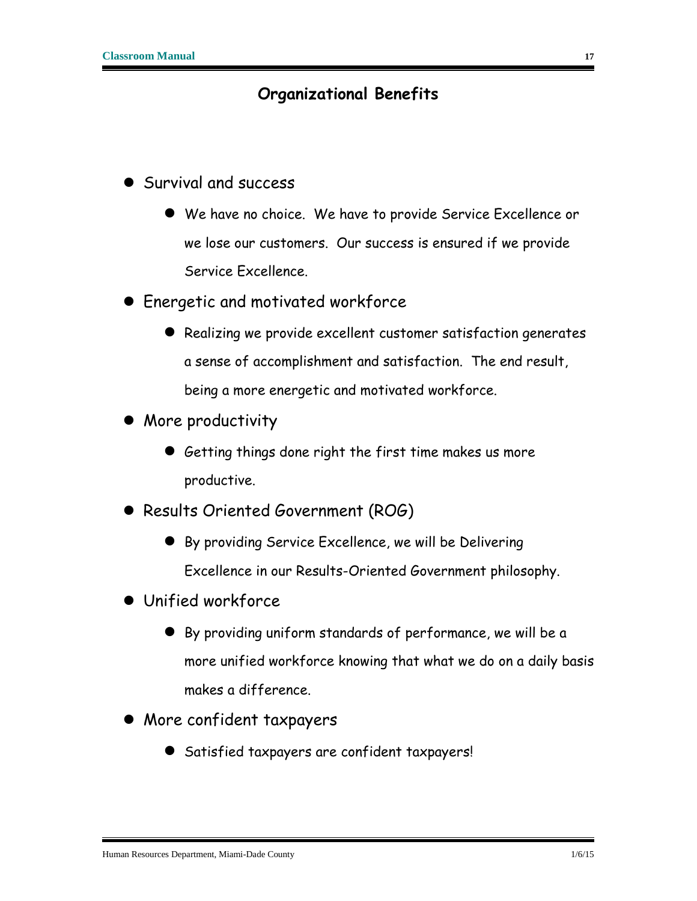## Organizational Benefits

- Survival and success
  - We have no choice. We have to provide Service Excellence or we lose our customers. Our success is ensured if we provide Service Excellence.
- Energetic and motivated workforce
  - Realizing we provide excellent customer satisfaction generates a sense of accomplishment and satisfaction. The end result, being a more energetic and motivated workforce.
- More productivity
  - Getting things done right the first time makes us more productive.
- Results Oriented Government (ROG)
  - By providing Service Excellence, we will be Delivering Excellence in our Results-Oriented Government philosophy.
- Unified workforce
  - By providing uniform standards of performance, we will be a more unified workforce knowing that what we do on a daily basis makes a difference.
- More confident taxpayers
  - Satisfied taxpayers are confident taxpayers!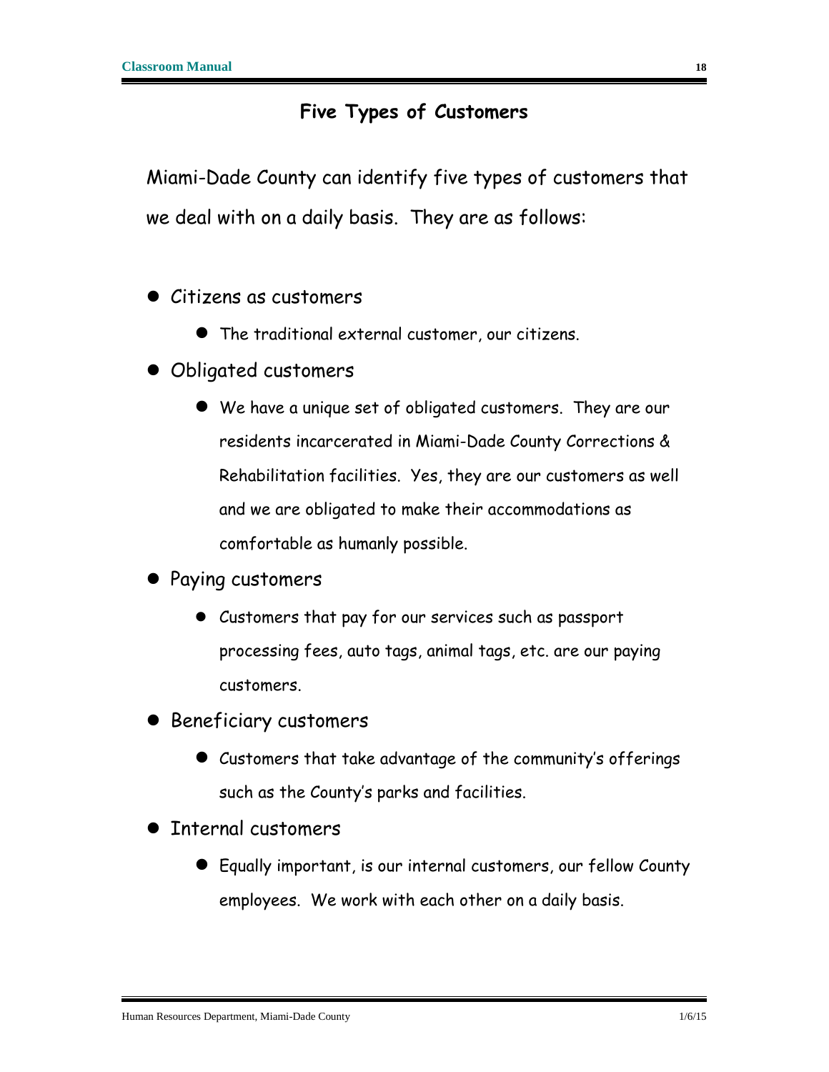## Five Types of Customers

Miami-Dade County can identify five types of customers that we deal with on a daily basis. They are as follows:

- Citizens as customers
  - The traditional external customer, our citizens.
- Obligated customers
  - We have a unique set of obligated customers. They are our residents incarcerated in Miami-Dade County Corrections & Rehabilitation facilities. Yes, they are our customers as well and we are obligated to make their accommodations as comfortable as humanly possible.
- Paying customers
  - Customers that pay for our services such as passport processing fees, auto tags, animal tags, etc. are our paying customers.
- Beneficiary customers
  - Customers that take advantage of the community's offerings such as the County's parks and facilities.
- Internal customers
  - Equally important, is our internal customers, our fellow County employees. We work with each other on a daily basis.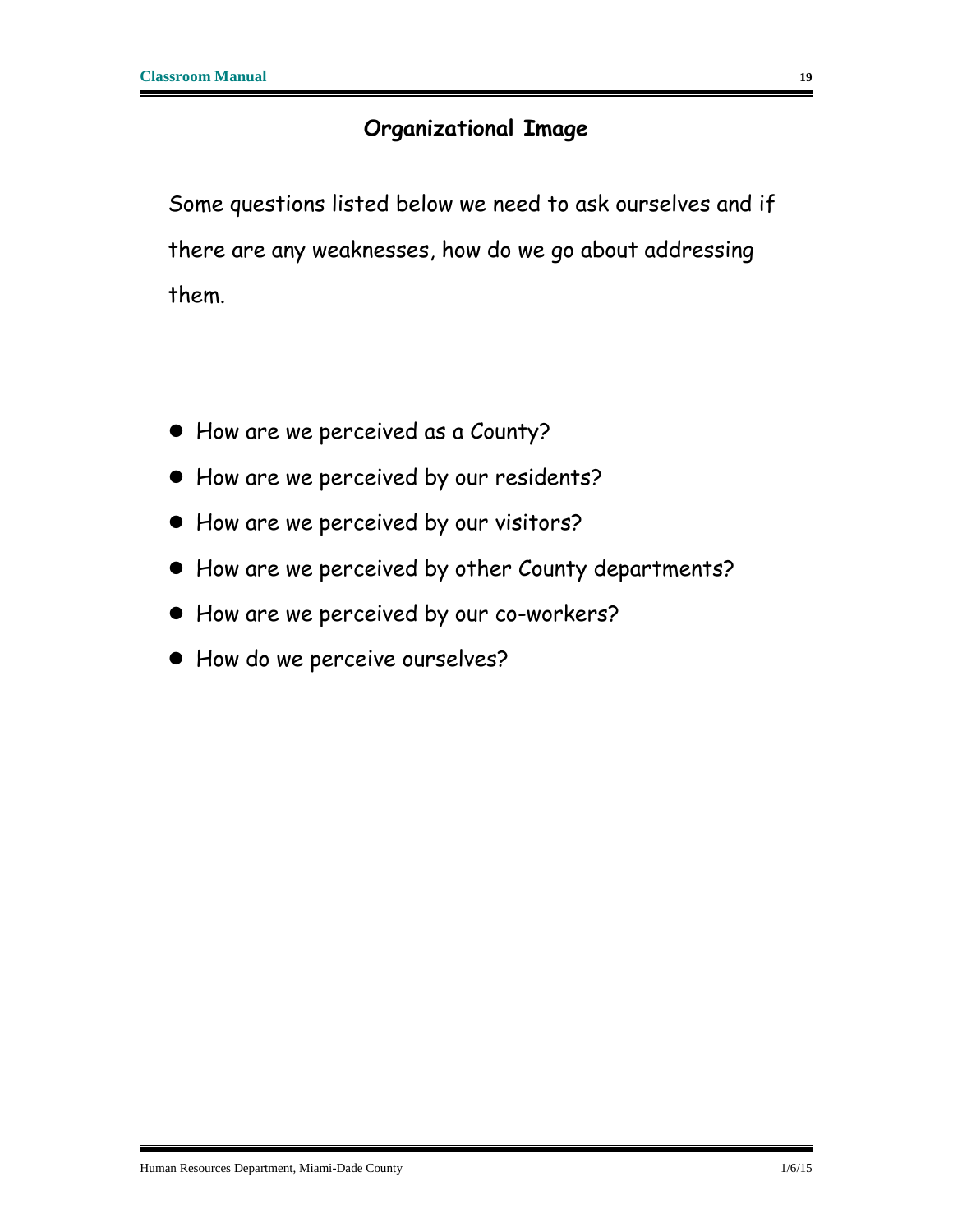## Organizational Image

Some questions listed below we need to ask ourselves and if there are any weaknesses, how do we go about addressing them.

- How are we perceived as a County?
- How are we perceived by our residents?
- How are we perceived by our visitors?
- How are we perceived by other County departments?
- How are we perceived by our co-workers?
- How do we perceive ourselves?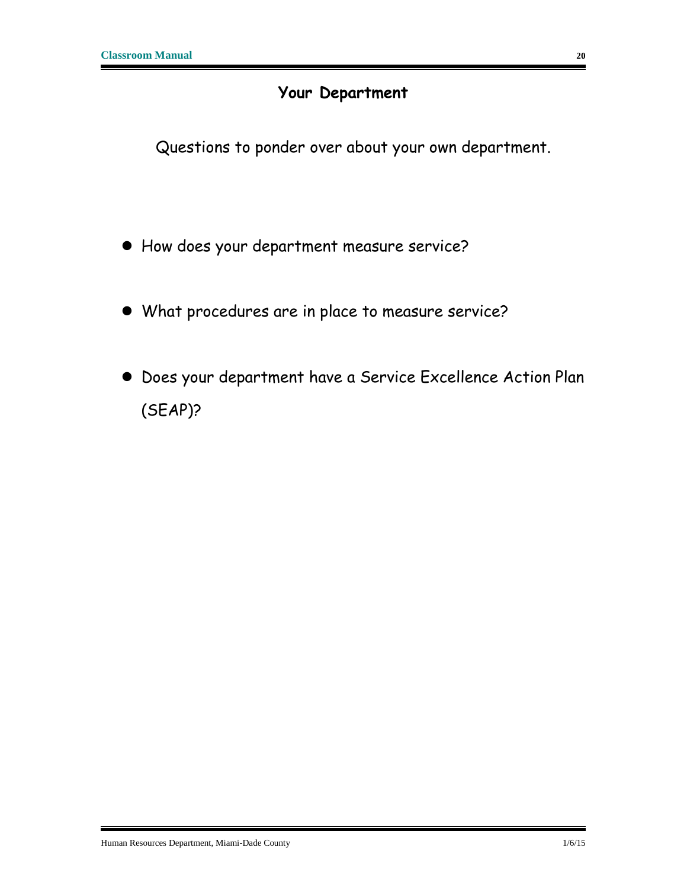# Your Department

Questions to ponder over about your own department.

- How does your department measure service?
- What procedures are in place to measure service?
- Does your department have a Service Excellence Action Plan (SEAP)?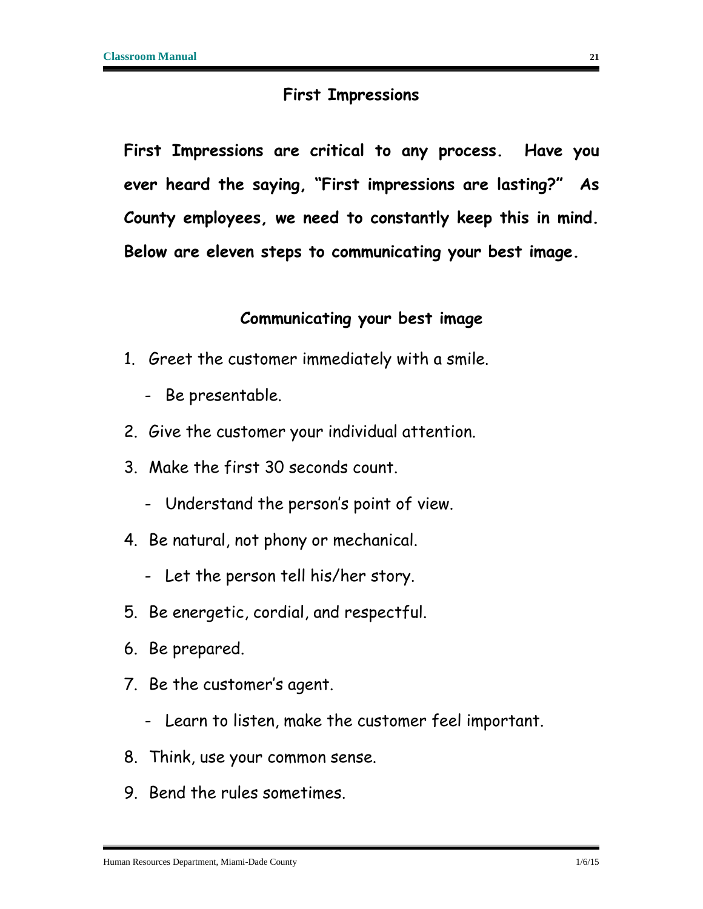## First Impressions

**First Impressions are critical to any process. Have you ever heard the saying, "First impressions are lasting?" As County employees, we need to constantly keep this in mind. Below are eleven steps to communicating your best image.**

### Communicating your best image

1. Greet the customer immediately with a smile.
   - Be presentable.
2. Give the customer your individual attention.
3. Make the first 30 seconds count.
   - Understand the person's point of view.
4. Be natural, not phony or mechanical.
   - Let the person tell his/her story.
5. Be energetic, cordial, and respectful.
6. Be prepared.
7. Be the customer's agent.
   - Learn to listen, make the customer feel important.
8. Think, use your common sense.
9. Bend the rules sometimes.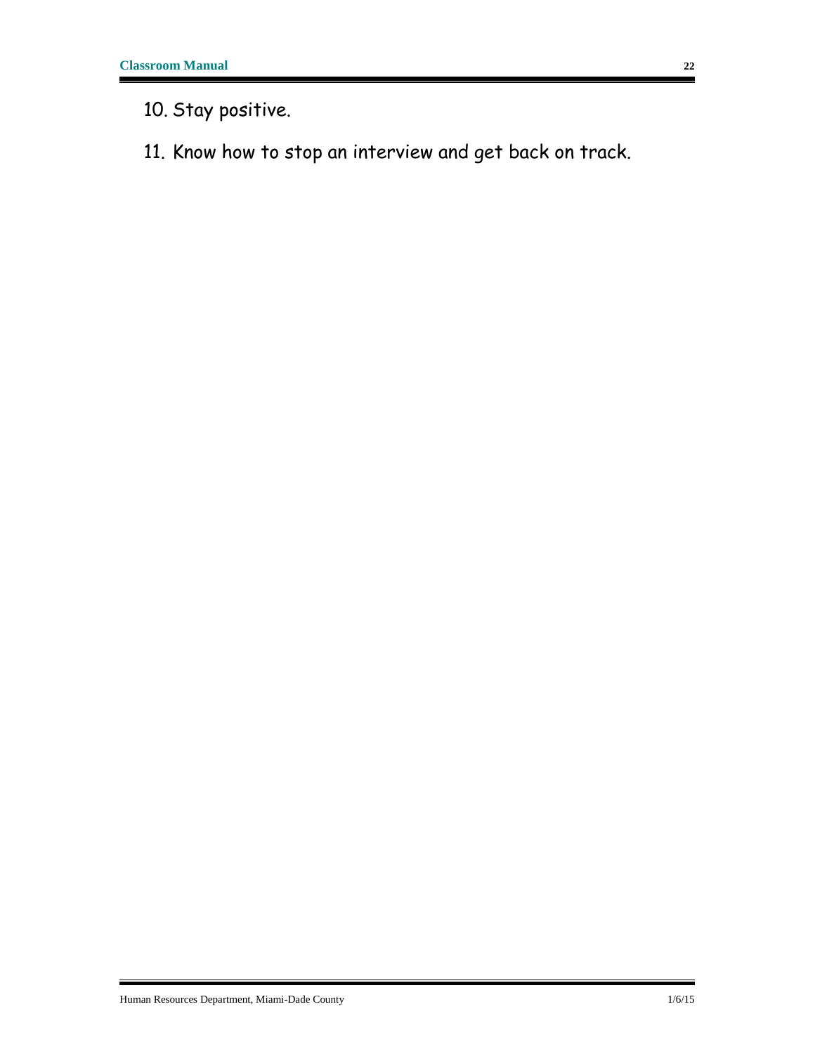10. Stay positive.

11. Know how to stop an interview and get back on track.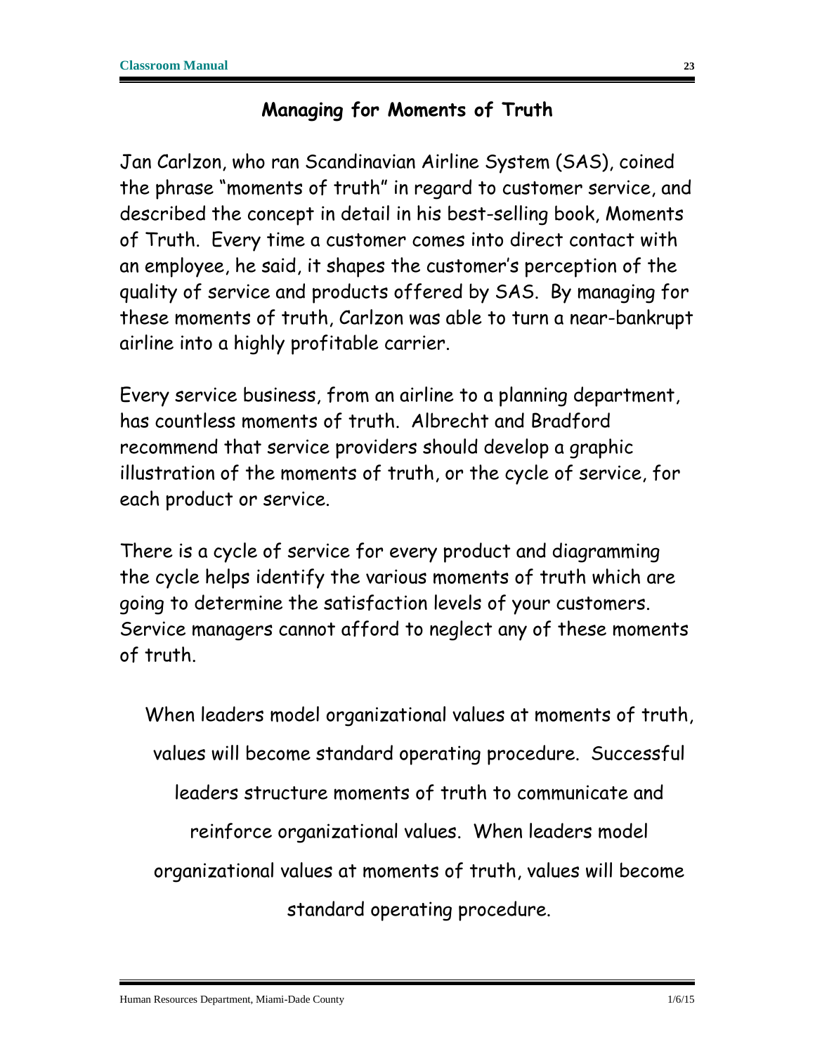## Managing for Moments of Truth

Jan Carlzon, who ran Scandinavian Airline System (SAS), coined the phrase "moments of truth" in regard to customer service, and described the concept in detail in his best-selling book, Moments of Truth. Every time a customer comes into direct contact with an employee, he said, it shapes the customer's perception of the quality of service and products offered by SAS. By managing for these moments of truth, Carlzon was able to turn a near-bankrupt airline into a highly profitable carrier.

Every service business, from an airline to a planning department, has countless moments of truth. Albrecht and Bradford recommend that service providers should develop a graphic illustration of the moments of truth, or the cycle of service, for each product or service.

There is a cycle of service for every product and diagramming the cycle helps identify the various moments of truth which are going to determine the satisfaction levels of your customers. Service managers cannot afford to neglect any of these moments of truth.

When leaders model organizational values at moments of truth, values will become standard operating procedure. Successful leaders structure moments of truth to communicate and reinforce organizational values. When leaders model organizational values at moments of truth, values will become standard operating procedure.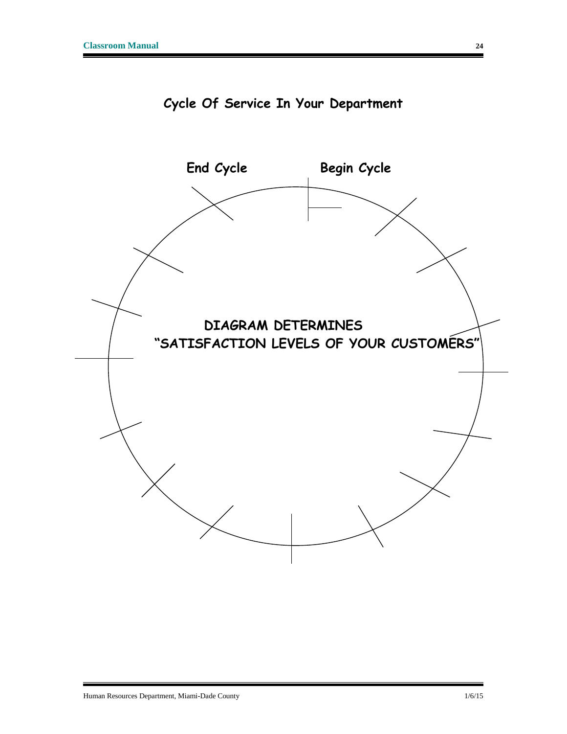## Cycle Of Service In Your Department

**End Cycle** **Begin Cycle**

**DIAGRAM DETERMINES**

**"SATISFACTION LEVELS OF YOUR CUSTOMERS"**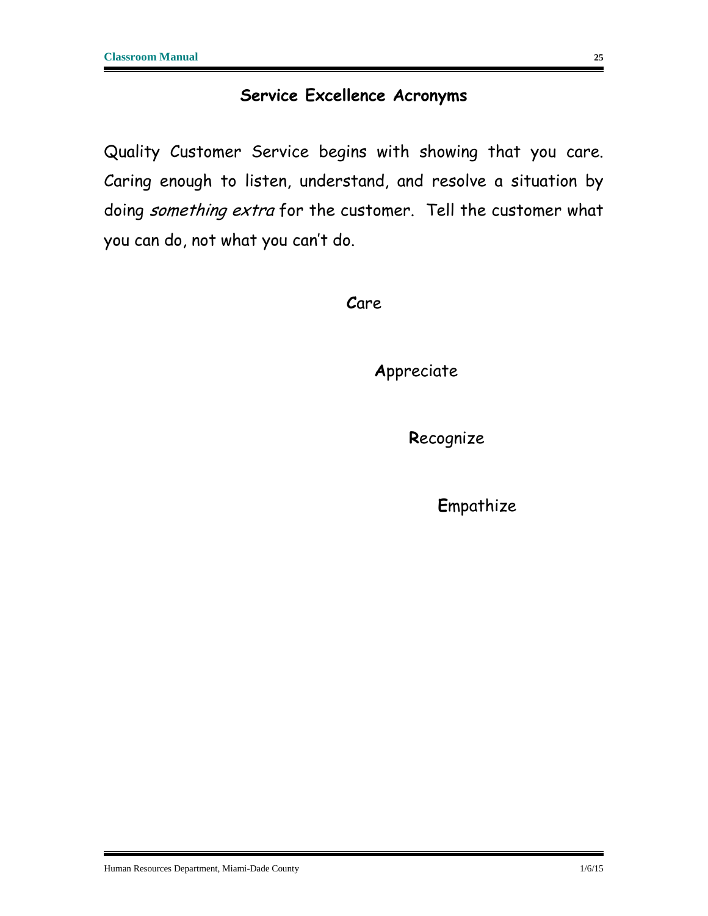## Service Excellence Acronyms

Quality Customer Service begins with showing that you care. Caring enough to listen, understand, and resolve a situation by doing *something extra* for the customer. Tell the customer what you can do, not what you can't do.

**C**are

**A**ppreciate

**R**ecognize

**E**mpathize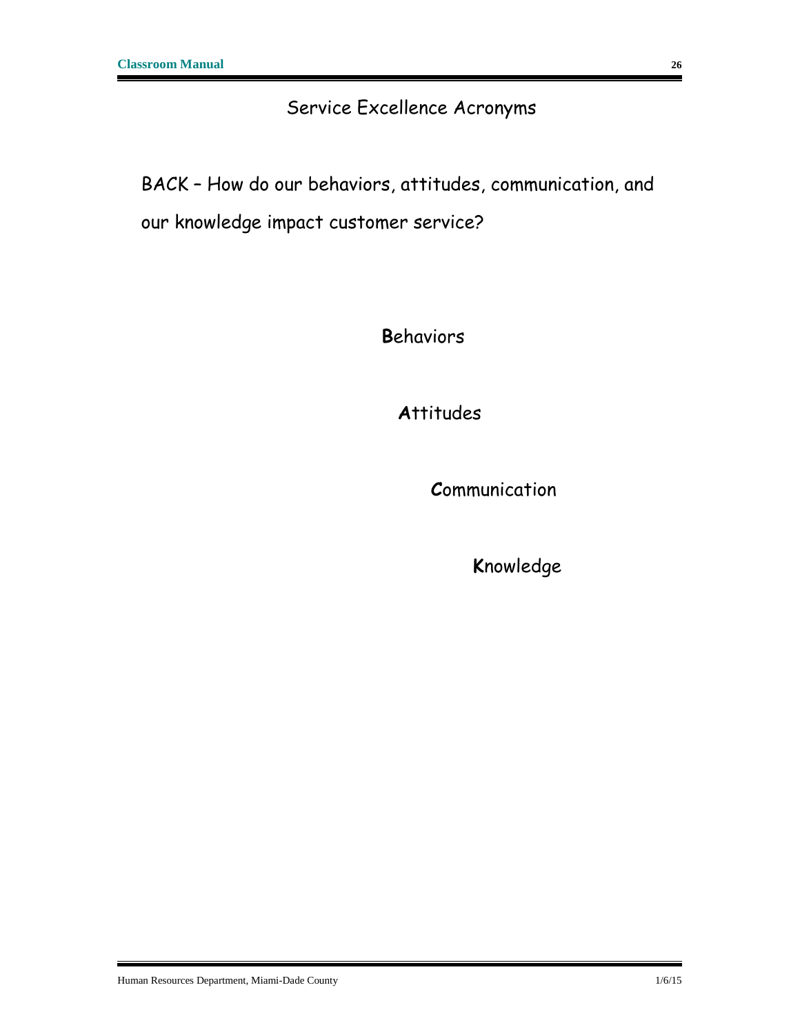## Service Excellence Acronyms

BACK – How do our behaviors, attitudes, communication, and our knowledge impact customer service?

**B**ehaviors

**A**ttitudes

**C**ommunication

**K**nowledge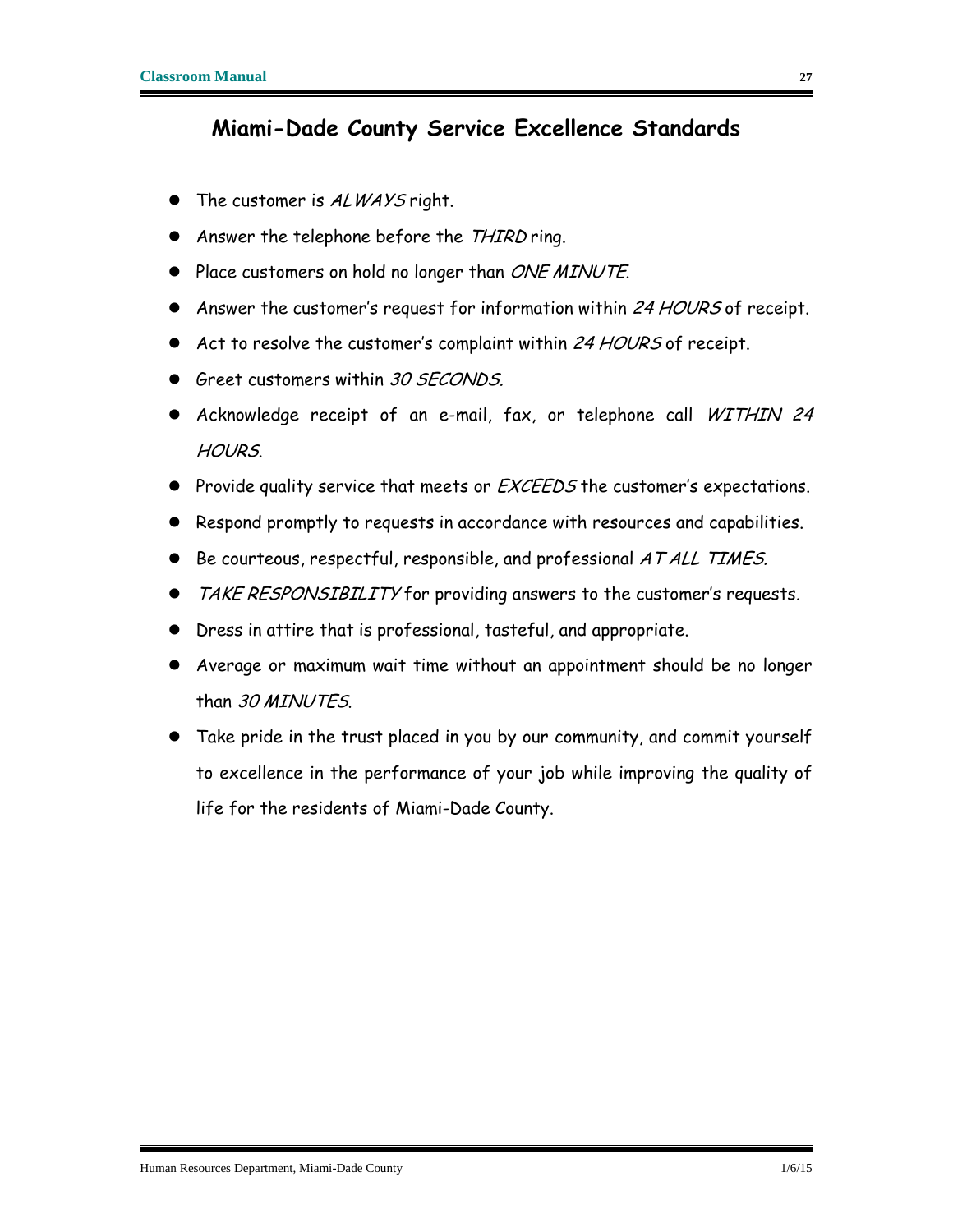# Miami-Dade County Service Excellence Standards

- The customer is *ALWAYS* right.
- Answer the telephone before the *THIRD* ring.
- Place customers on hold no longer than *ONE MINUTE*.
- Answer the customer's request for information within *24 HOURS* of receipt.
- Act to resolve the customer's complaint within *24 HOURS* of receipt.
- Greet customers within *30 SECONDS.*
- Acknowledge receipt of an e-mail, fax, or telephone call *WITHIN 24 HOURS*.
- Provide quality service that meets or *EXCEEDS* the customer's expectations.
- Respond promptly to requests in accordance with resources and capabilities.
- Be courteous, respectful, responsible, and professional *AT ALL TIMES.*
- *TAKE RESPONSIBILITY* for providing answers to the customer's requests.
- Dress in attire that is professional, tasteful, and appropriate.
- Average or maximum wait time without an appointment should be no longer than *30 MINUTES*.
- Take pride in the trust placed in you by our community, and commit yourself to excellence in the performance of your job while improving the quality of life for the residents of Miami-Dade County.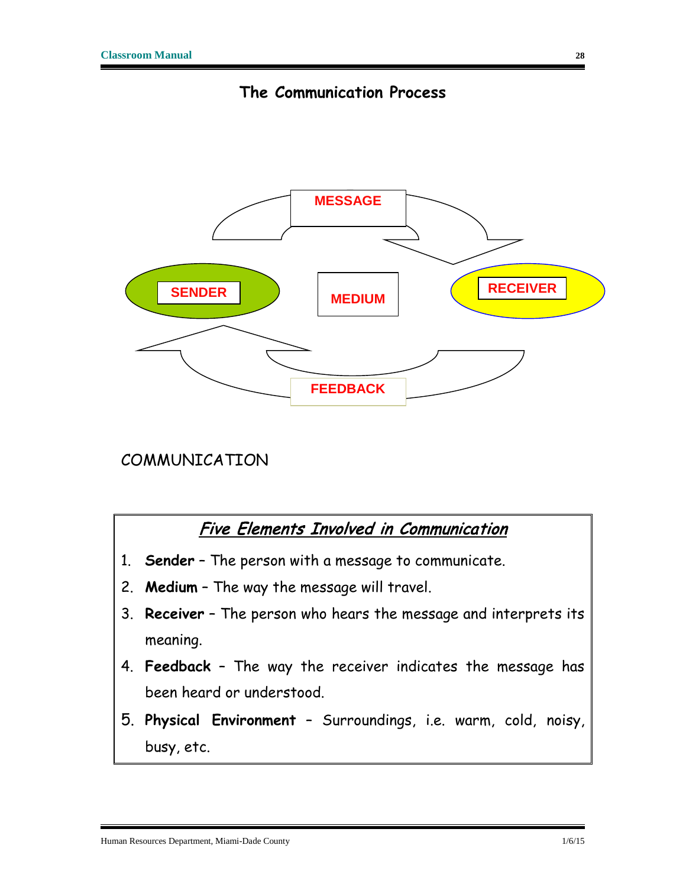## The Communication Process

MESSAGE

SENDER

MEDIUM

RECEIVER

FEEDBACK

COMMUNICATION

### *Five Elements Involved in Communication*

1. **Sender** – The person with a message to communicate.
2. **Medium** – The way the message will travel.
3. **Receiver** – The person who hears the message and interprets its meaning.
4. **Feedback** – The way the receiver indicates the message has been heard or understood.
5. **Physical Environment** – Surroundings, i.e. warm, cold, noisy, busy, etc.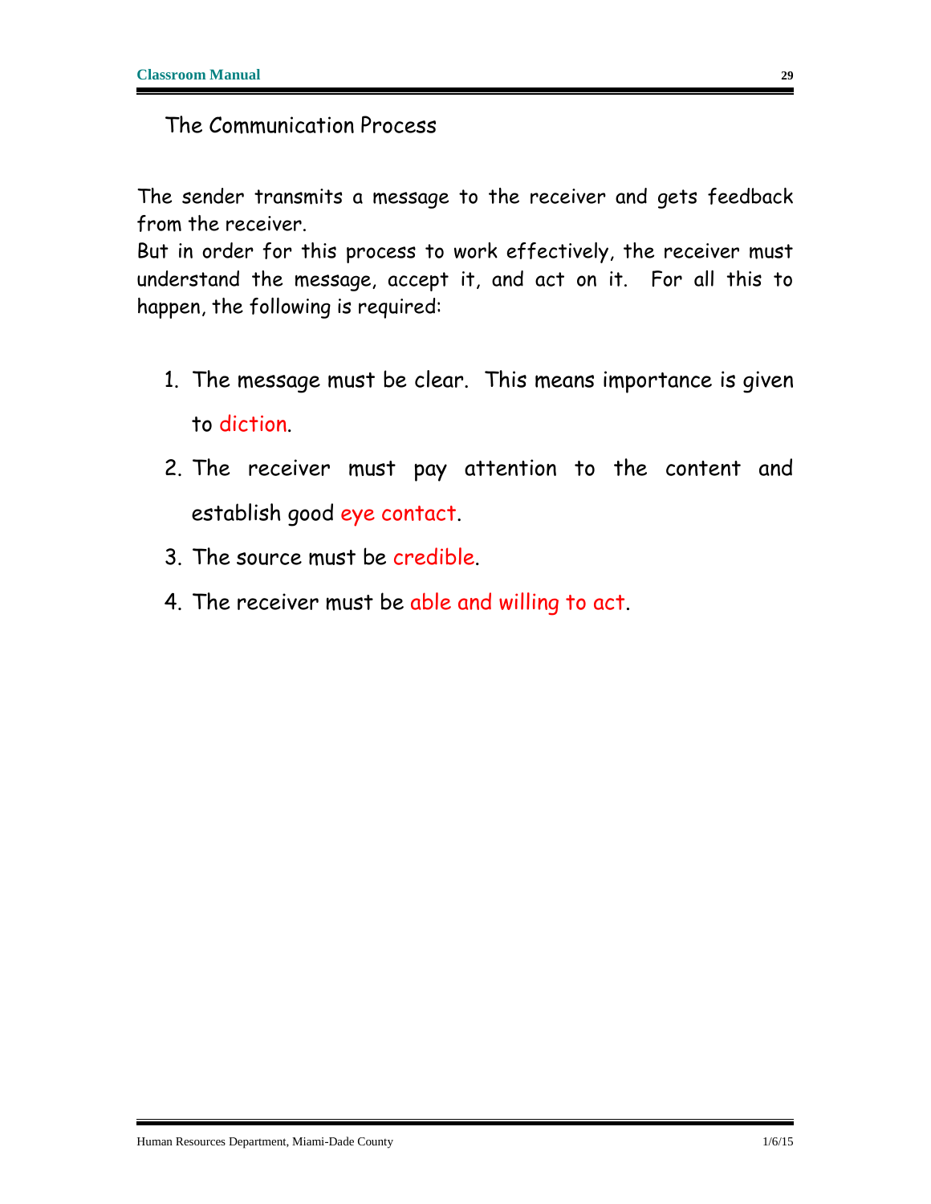## The Communication Process

The sender transmits a message to the receiver and gets feedback from the receiver.

But in order for this process to work effectively, the receiver must understand the message, accept it, and act on it. For all this to happen, the following is required:

1. The message must be clear. This means importance is given to diction.
2. The receiver must pay attention to the content and establish good eye contact.
3. The source must be credible.
4. The receiver must be able and willing to act.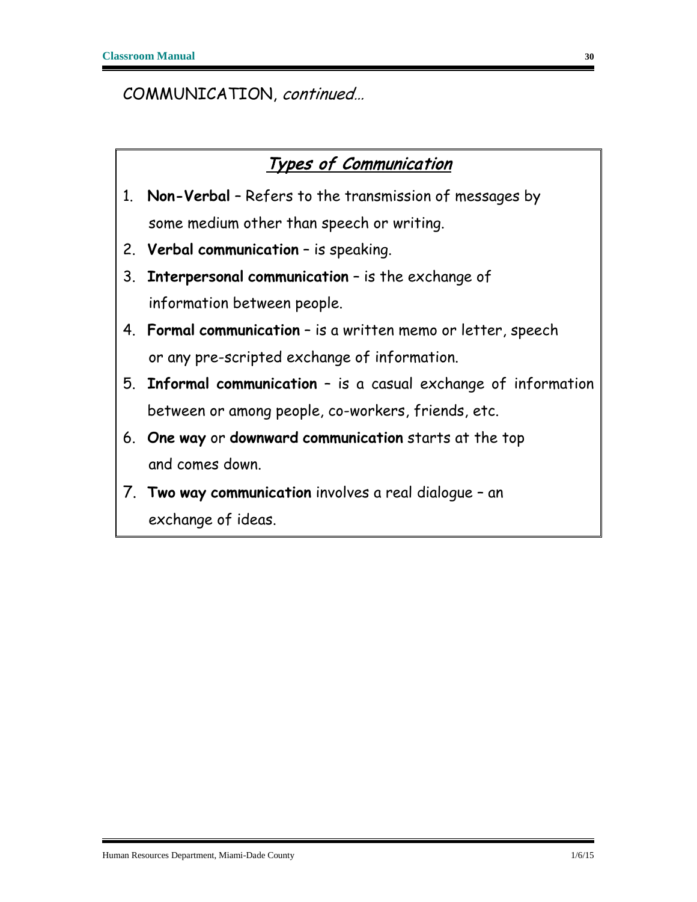COMMUNICATION, *continued…*

## *Types of Communication*

1. **Non-Verbal** – Refers to the transmission of messages by some medium other than speech or writing.
2. **Verbal communication** – is speaking.
3. **Interpersonal communication** – is the exchange of information between people.
4. **Formal communication** – is a written memo or letter, speech or any pre-scripted exchange of information.
5. **Informal communication** – is a casual exchange of information between or among people, co-workers, friends, etc.
6. **One way** or **downward communication** starts at the top and comes down.
7. **Two way communication** involves a real dialogue – an exchange of ideas.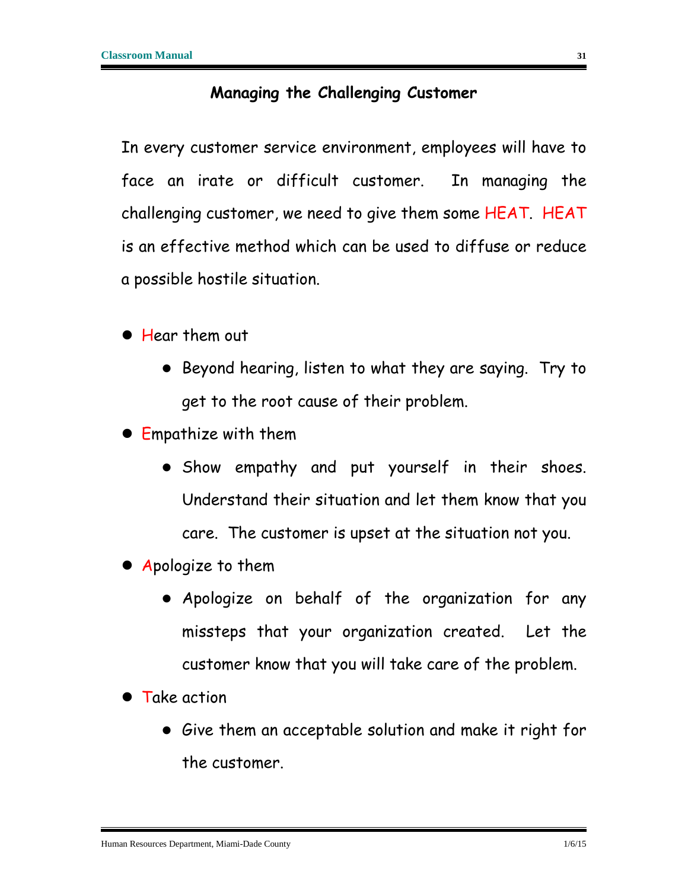## Managing the Challenging Customer

In every customer service environment, employees will have to face an irate or difficult customer. In managing the challenging customer, we need to give them some HEAT. HEAT is an effective method which can be used to diffuse or reduce a possible hostile situation.

- Hear them out
  - Beyond hearing, listen to what they are saying. Try to get to the root cause of their problem.
- Empathize with them
  - Show empathy and put yourself in their shoes. Understand their situation and let them know that you care. The customer is upset at the situation not you.
- Apologize to them
  - Apologize on behalf of the organization for any missteps that your organization created. Let the customer know that you will take care of the problem.
- Take action
  - Give them an acceptable solution and make it right for the customer.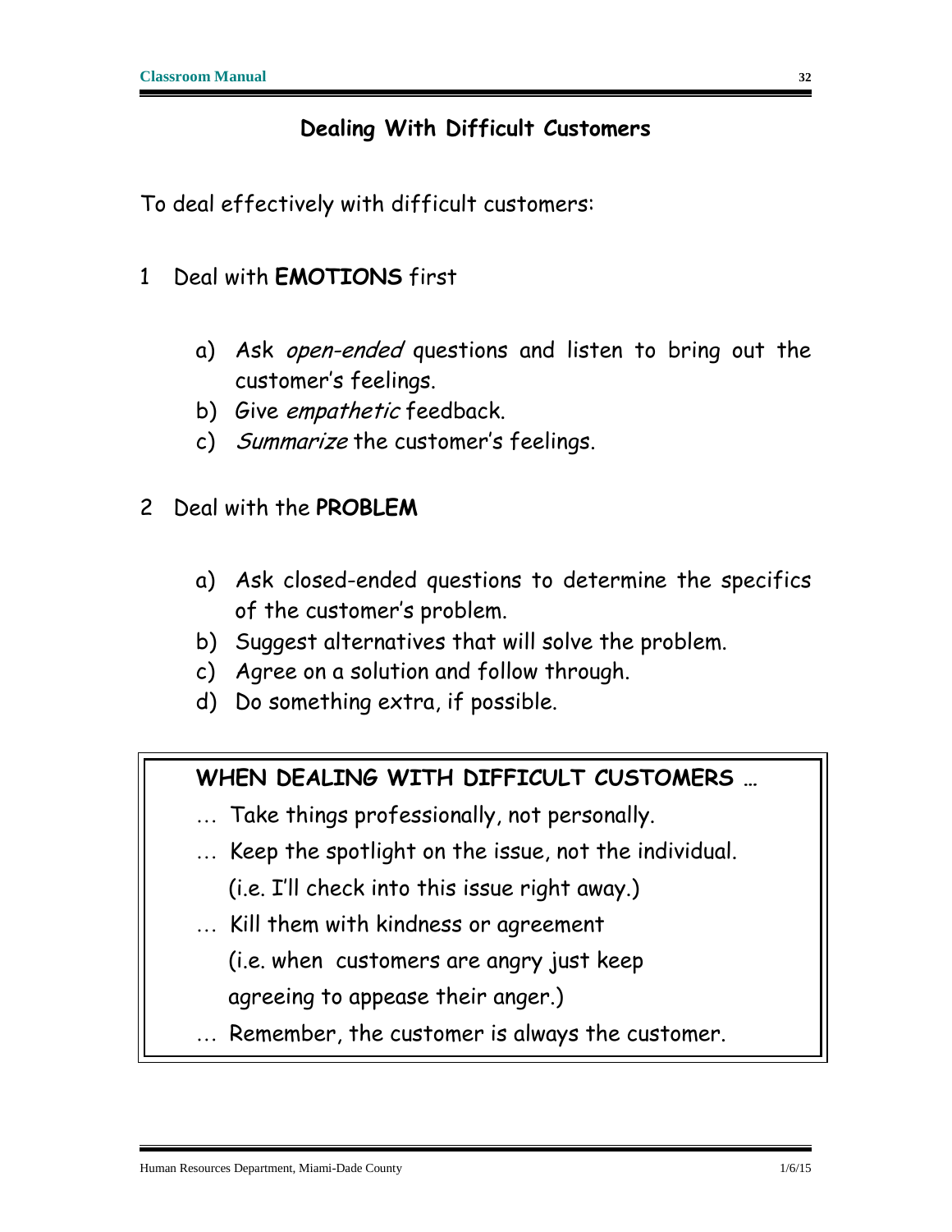## Dealing With Difficult Customers

To deal effectively with difficult customers:

1 Deal with **EMOTIONS** first

a) Ask *open-ended* questions and listen to bring out the customer's feelings.
b) Give *empathetic* feedback.
c) *Summarize* the customer's feelings.

2 Deal with the **PROBLEM**

a) Ask closed-ended questions to determine the specifics of the customer's problem.
b) Suggest alternatives that will solve the problem.
c) Agree on a solution and follow through.
d) Do something extra, if possible.

**WHEN DEALING WITH DIFFICULT CUSTOMERS …**

… Take things professionally, not personally.

… Keep the spotlight on the issue, not the individual.
(i.e. I'll check into this issue right away.)

… Kill them with kindness or agreement
(i.e. when customers are angry just keep agreeing to appease their anger.)

… Remember, the customer is always the customer.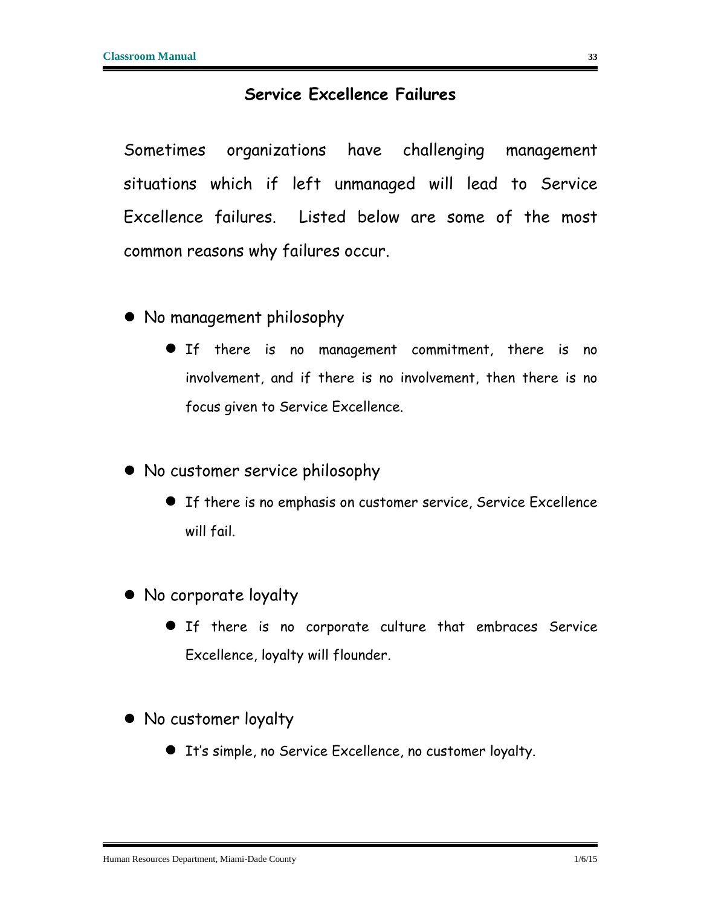## Service Excellence Failures

Sometimes organizations have challenging management situations which if left unmanaged will lead to Service Excellence failures. Listed below are some of the most common reasons why failures occur.

- No management philosophy
  - If there is no management commitment, there is no involvement, and if there is no involvement, then there is no focus given to Service Excellence.
- No customer service philosophy
  - If there is no emphasis on customer service, Service Excellence will fail.
- No corporate loyalty
  - If there is no corporate culture that embraces Service Excellence, loyalty will flounder.
- No customer loyalty
  - It's simple, no Service Excellence, no customer loyalty.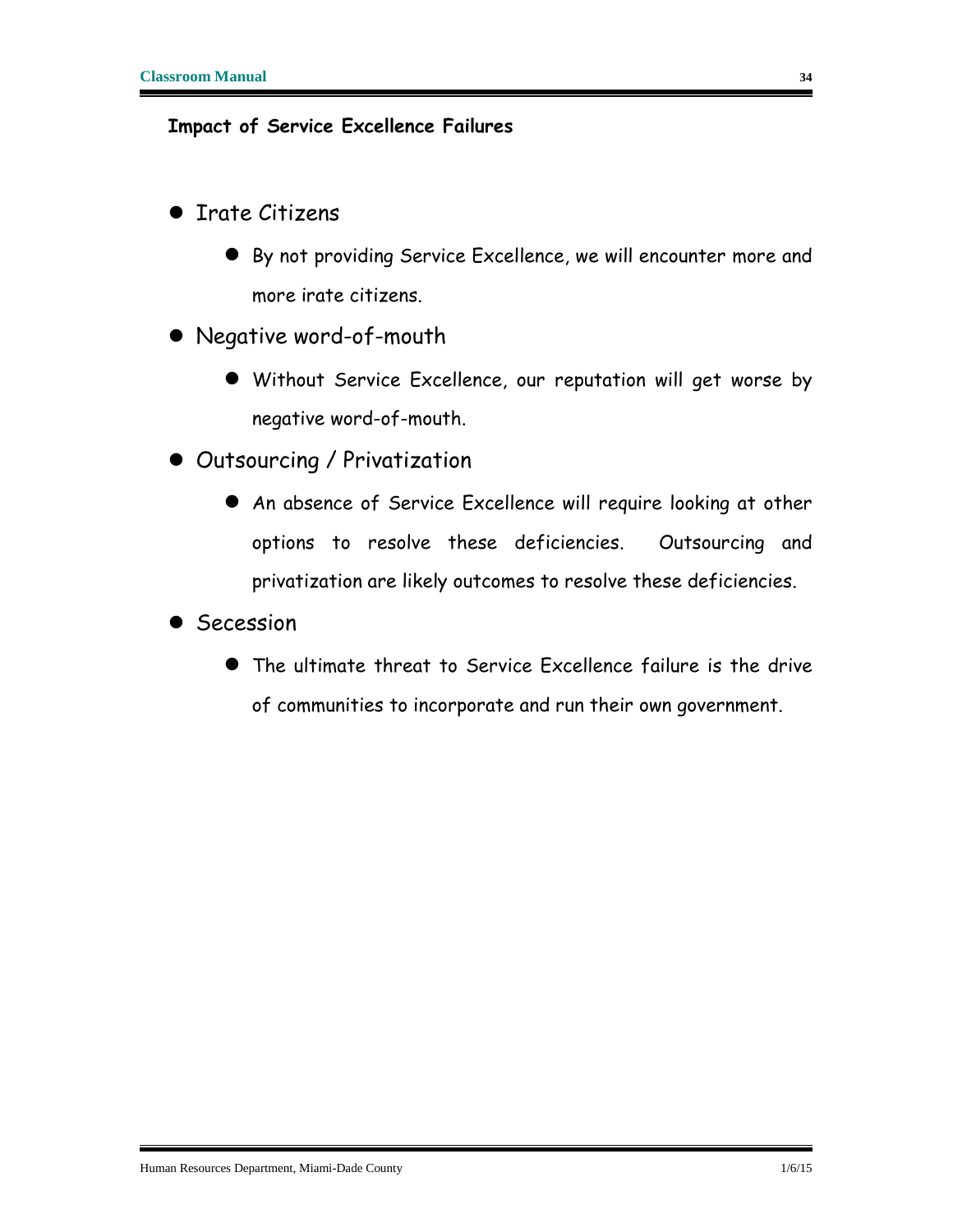**Impact of Service Excellence Failures**

- Irate Citizens
  - By not providing Service Excellence, we will encounter more and more irate citizens.
- Negative word-of-mouth
  - Without Service Excellence, our reputation will get worse by negative word-of-mouth.
- Outsourcing / Privatization
  - An absence of Service Excellence will require looking at other options to resolve these deficiencies. Outsourcing and privatization are likely outcomes to resolve these deficiencies.
- Secession
  - The ultimate threat to Service Excellence failure is the drive of communities to incorporate and run their own government.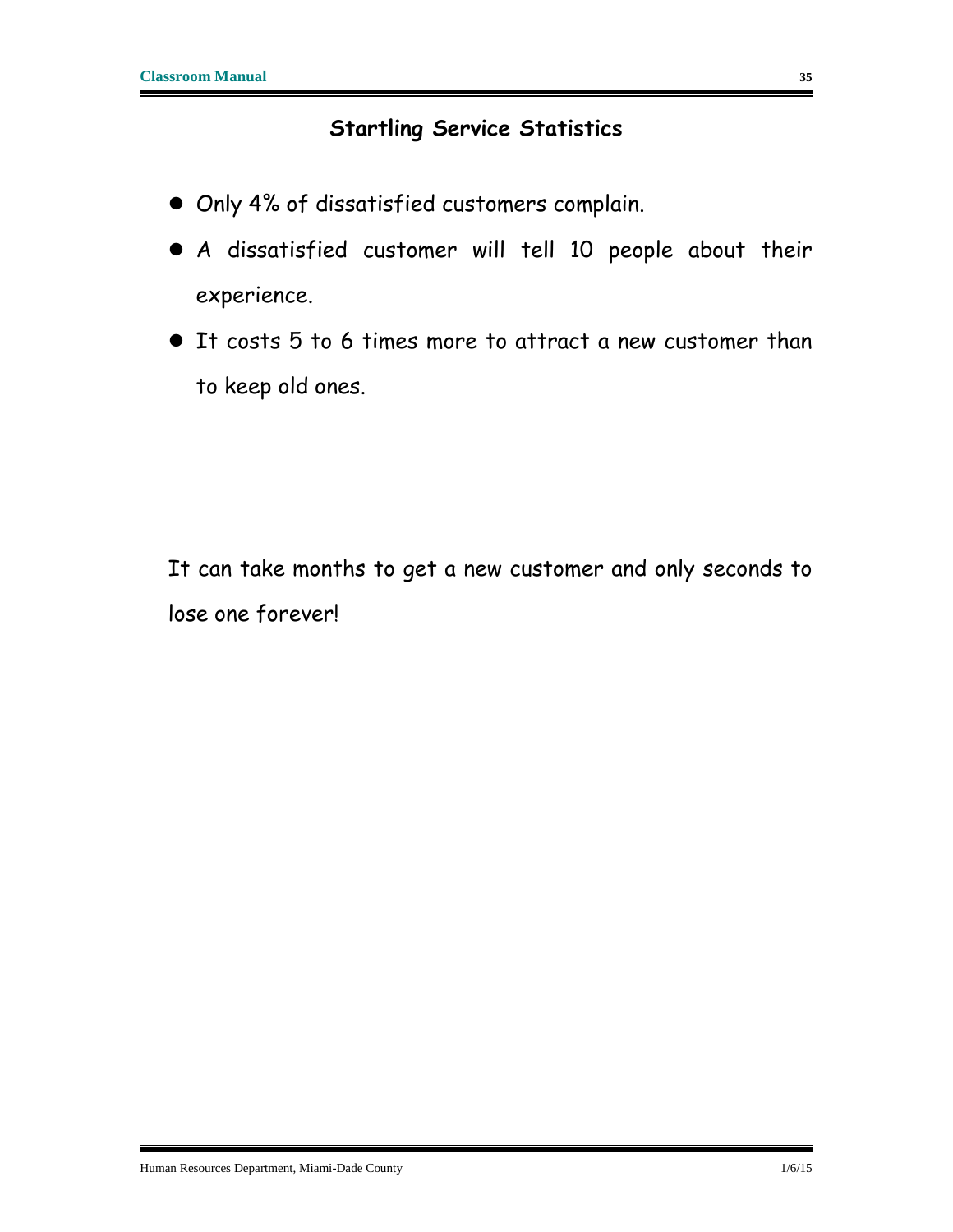## Startling Service Statistics

- Only 4% of dissatisfied customers complain.
- A dissatisfied customer will tell 10 people about their experience.
- It costs 5 to 6 times more to attract a new customer than to keep old ones.

It can take months to get a new customer and only seconds to lose one forever!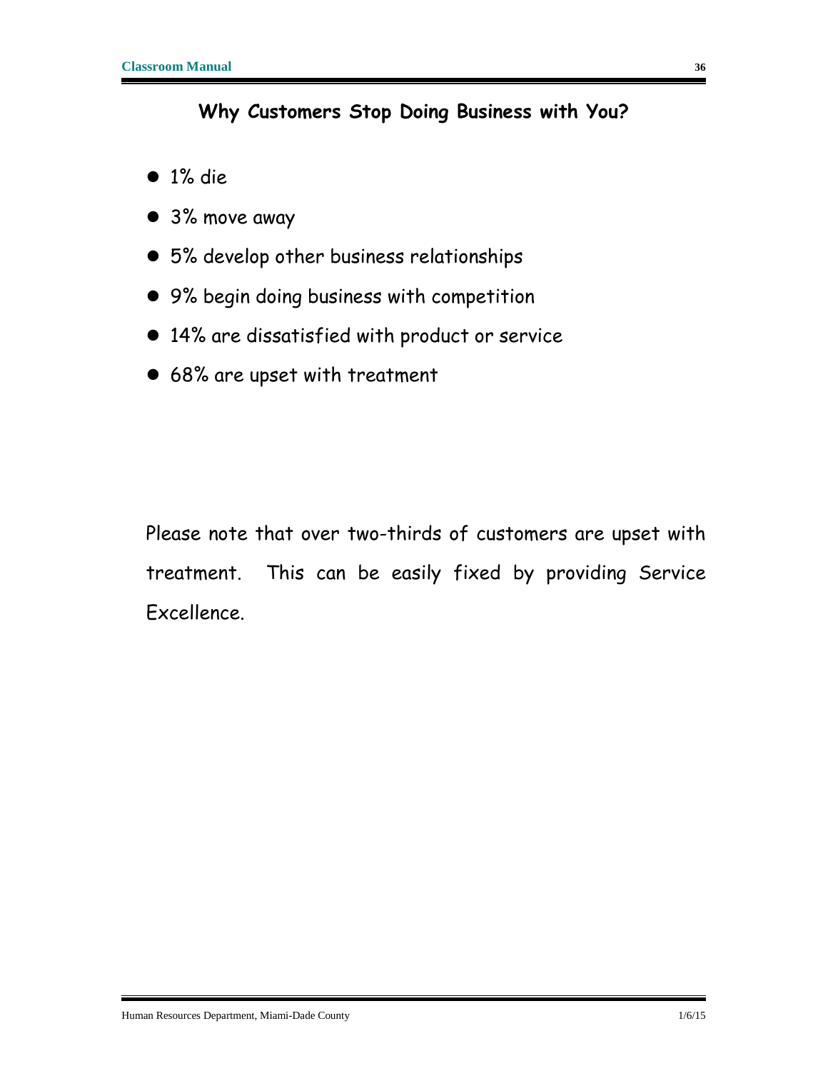## Why Customers Stop Doing Business with You?

- 1% die
- 3% move away
- 5% develop other business relationships
- 9% begin doing business with competition
- 14% are dissatisfied with product or service
- 68% are upset with treatment

Please note that over two-thirds of customers are upset with treatment. This can be easily fixed by providing Service Excellence.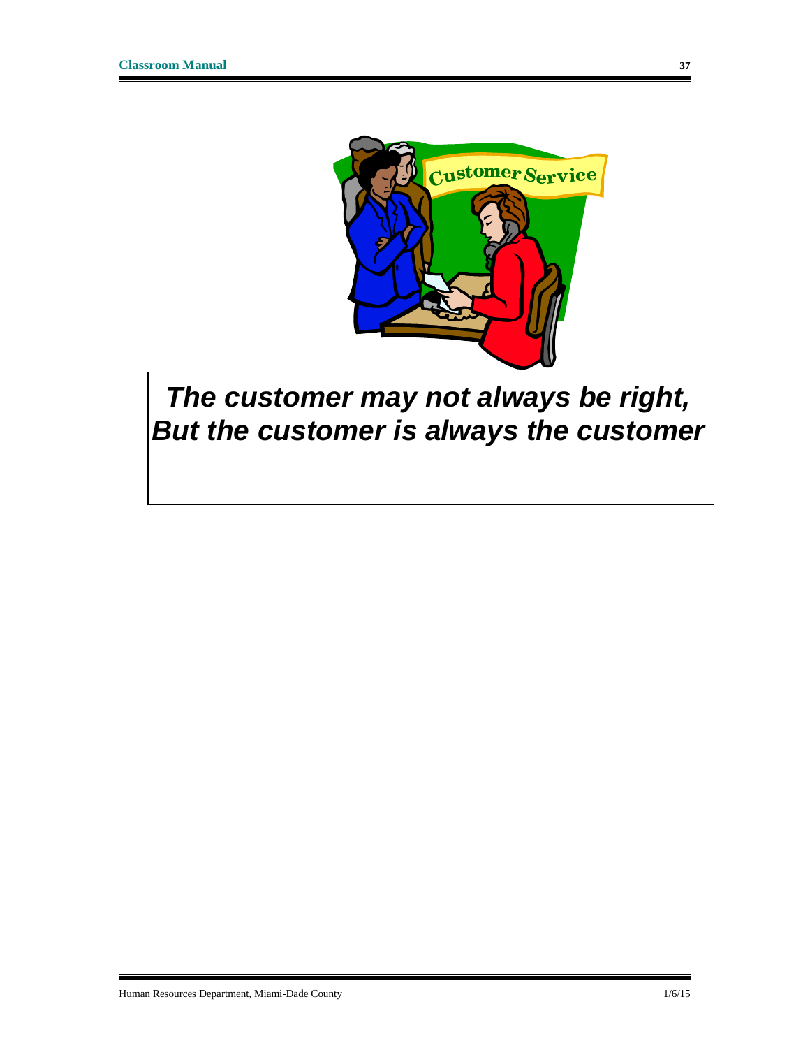***The customer may not always be right, But the customer is always the customer***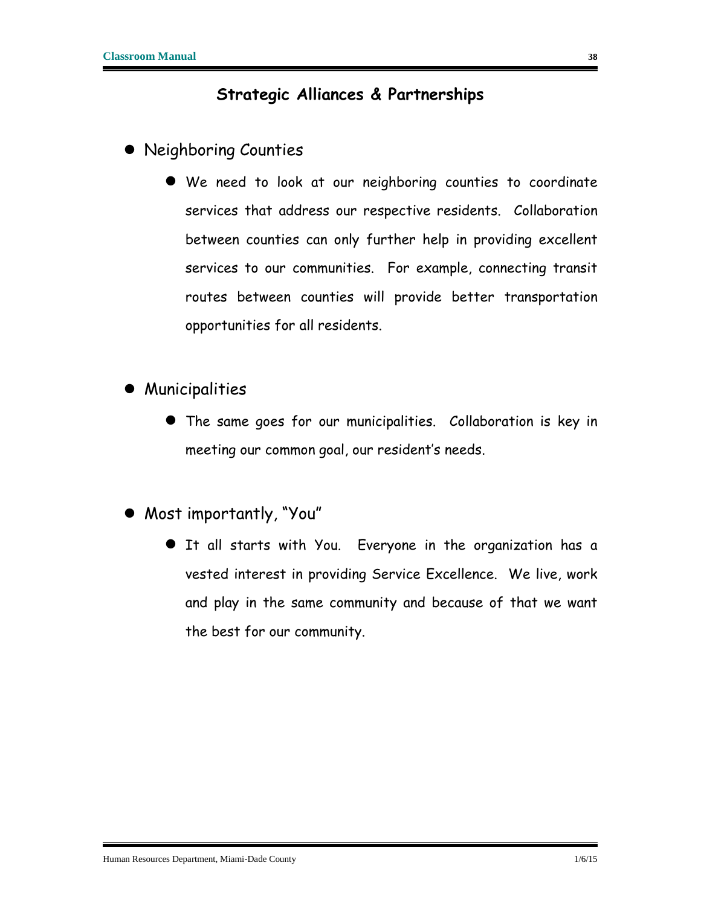## Strategic Alliances & Partnerships

- Neighboring Counties
  - We need to look at our neighboring counties to coordinate services that address our respective residents. Collaboration between counties can only further help in providing excellent services to our communities. For example, connecting transit routes between counties will provide better transportation opportunities for all residents.

- Municipalities
  - The same goes for our municipalities. Collaboration is key in meeting our common goal, our resident's needs.

- Most importantly, "You"
  - It all starts with You. Everyone in the organization has a vested interest in providing Service Excellence. We live, work and play in the same community and because of that we want the best for our community.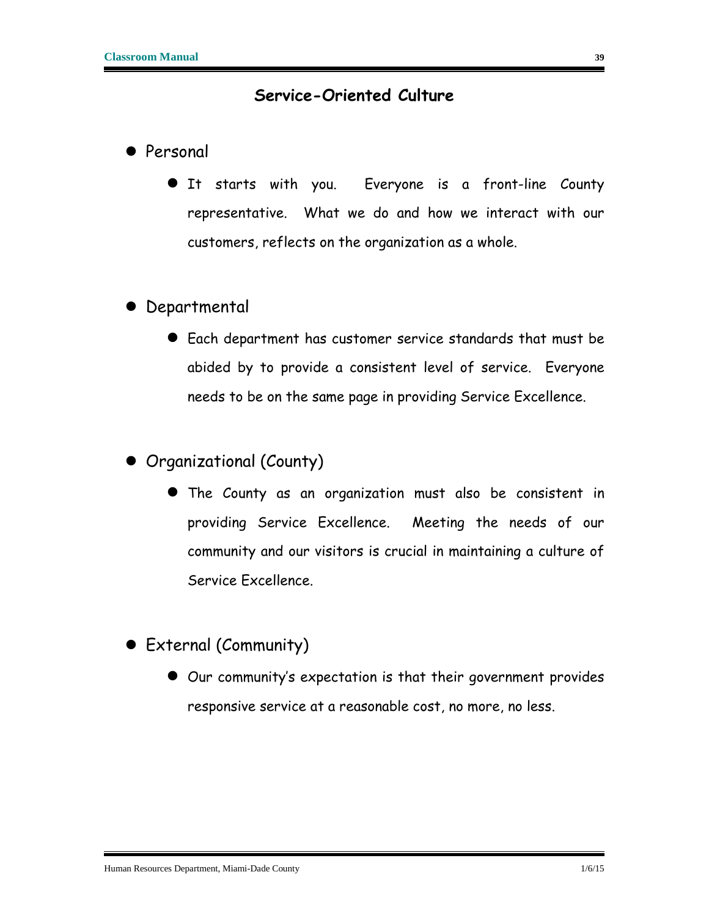## Service-Oriented Culture

- Personal
  - It starts with you. Everyone is a front-line County representative. What we do and how we interact with our customers, reflects on the organization as a whole.

- Departmental
  - Each department has customer service standards that must be abided by to provide a consistent level of service. Everyone needs to be on the same page in providing Service Excellence.

- Organizational (County)
  - The County as an organization must also be consistent in providing Service Excellence. Meeting the needs of our community and our visitors is crucial in maintaining a culture of Service Excellence.

- External (Community)
  - Our community's expectation is that their government provides responsive service at a reasonable cost, no more, no less.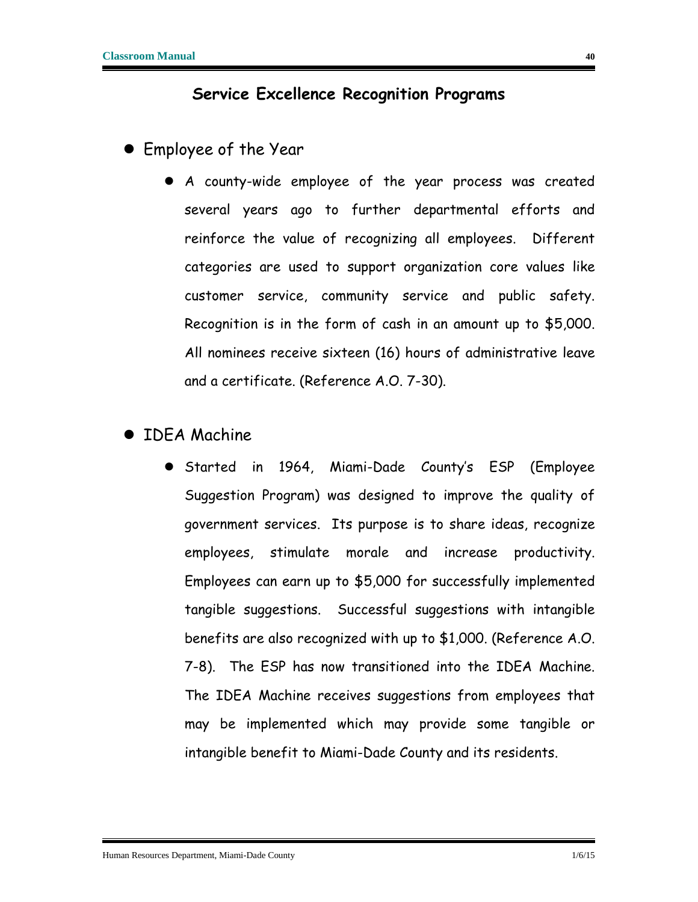## Service Excellence Recognition Programs

- Employee of the Year
  - A county-wide employee of the year process was created several years ago to further departmental efforts and reinforce the value of recognizing all employees. Different categories are used to support organization core values like customer service, community service and public safety. Recognition is in the form of cash in an amount up to $5,000. All nominees receive sixteen (16) hours of administrative leave and a certificate. (Reference A.O. 7-30).

- IDEA Machine
  - Started in 1964, Miami-Dade County's ESP (Employee Suggestion Program) was designed to improve the quality of government services. Its purpose is to share ideas, recognize employees, stimulate morale and increase productivity. Employees can earn up to $5,000 for successfully implemented tangible suggestions. Successful suggestions with intangible benefits are also recognized with up to $1,000. (Reference A.O. 7-8). The ESP has now transitioned into the IDEA Machine. The IDEA Machine receives suggestions from employees that may be implemented which may provide some tangible or intangible benefit to Miami-Dade County and its residents.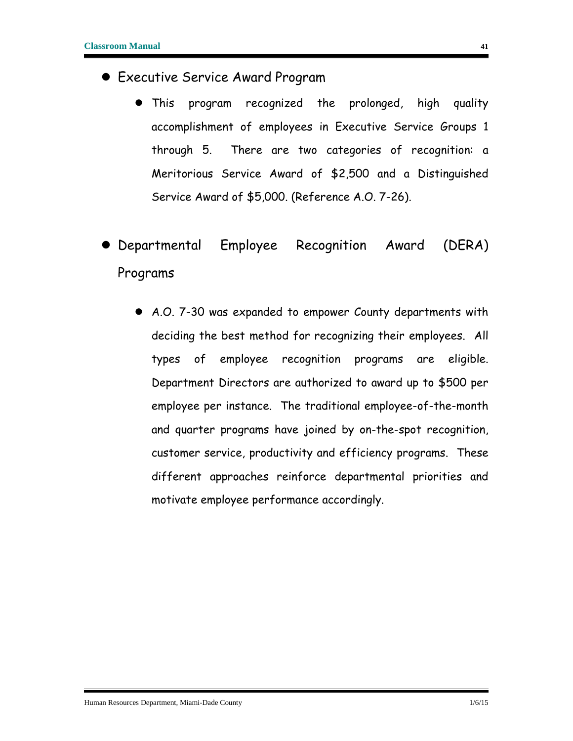- Executive Service Award Program
  - This program recognized the prolonged, high quality accomplishment of employees in Executive Service Groups 1 through 5. There are two categories of recognition: a Meritorious Service Award of $2,500 and a Distinguished Service Award of $5,000. (Reference A.O. 7-26).

- Departmental Employee Recognition Award (DERA) Programs
  - A.O. 7-30 was expanded to empower County departments with deciding the best method for recognizing their employees. All types of employee recognition programs are eligible. Department Directors are authorized to award up to $500 per employee per instance. The traditional employee-of-the-month and quarter programs have joined by on-the-spot recognition, customer service, productivity and efficiency programs. These different approaches reinforce departmental priorities and motivate employee performance accordingly.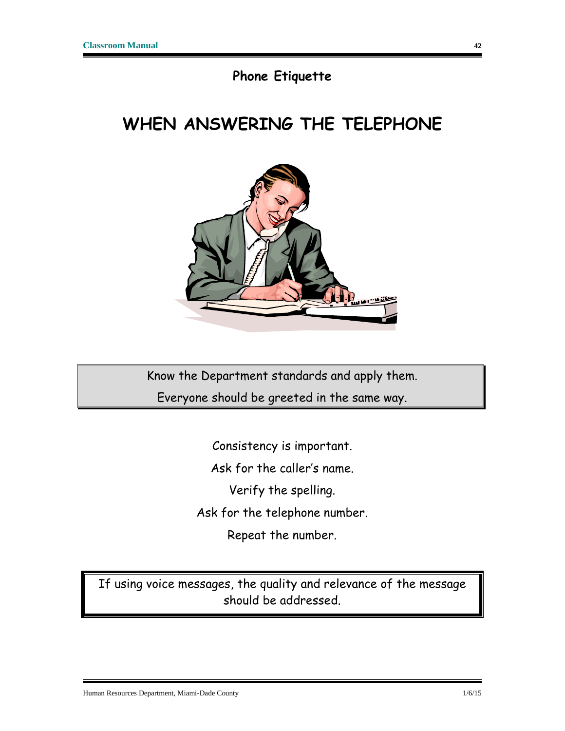## Phone Etiquette

# WHEN ANSWERING THE TELEPHONE

Know the Department standards and apply them.

Everyone should be greeted in the same way.

Consistency is important.

Ask for the caller's name.

Verify the spelling.

Ask for the telephone number.

Repeat the number.

If using voice messages, the quality and relevance of the message should be addressed.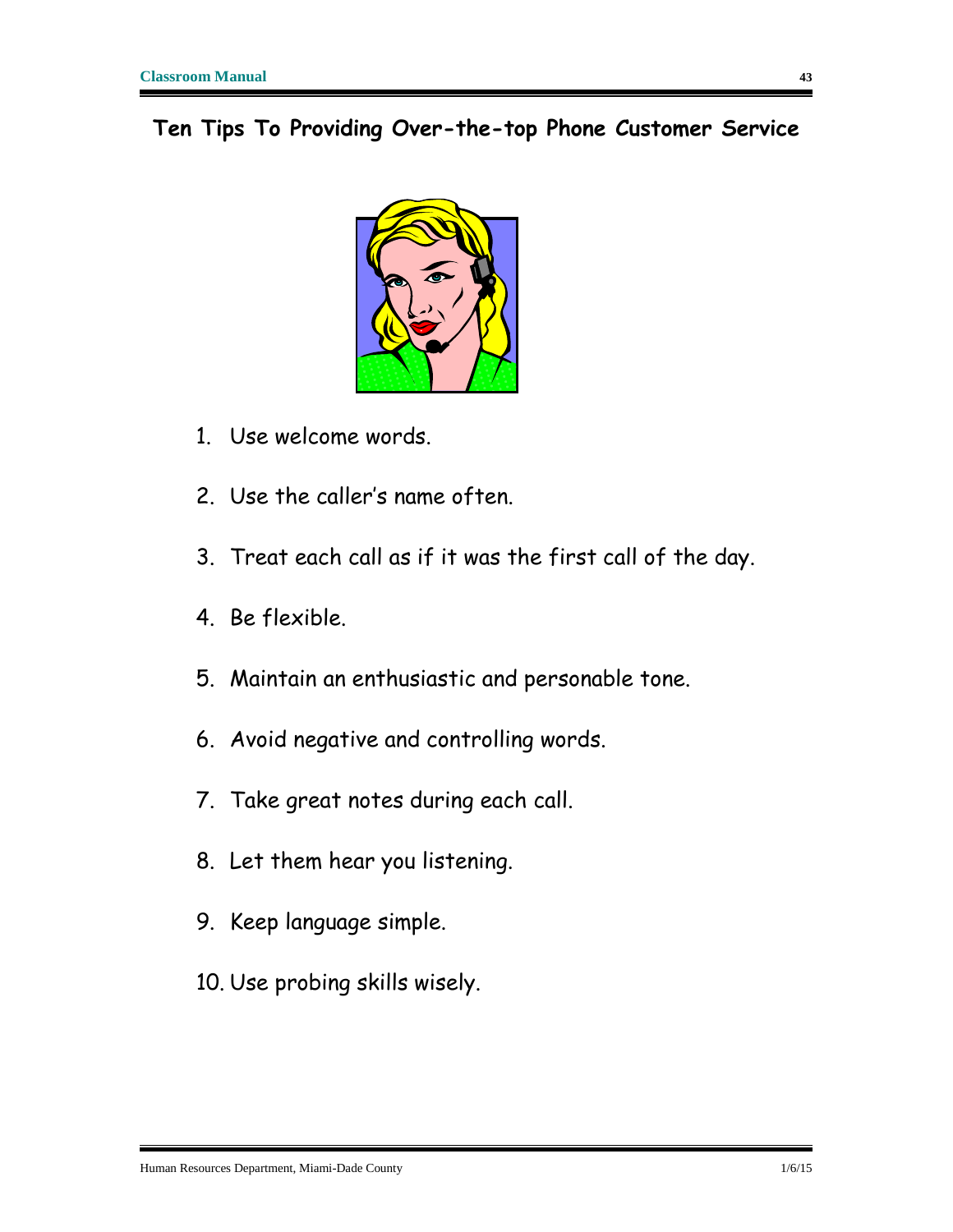## Ten Tips To Providing Over-the-top Phone Customer Service

1. Use welcome words.
2. Use the caller's name often.
3. Treat each call as if it was the first call of the day.
4. Be flexible.
5. Maintain an enthusiastic and personable tone.
6. Avoid negative and controlling words.
7. Take great notes during each call.
8. Let them hear you listening.
9. Keep language simple.
10. Use probing skills wisely.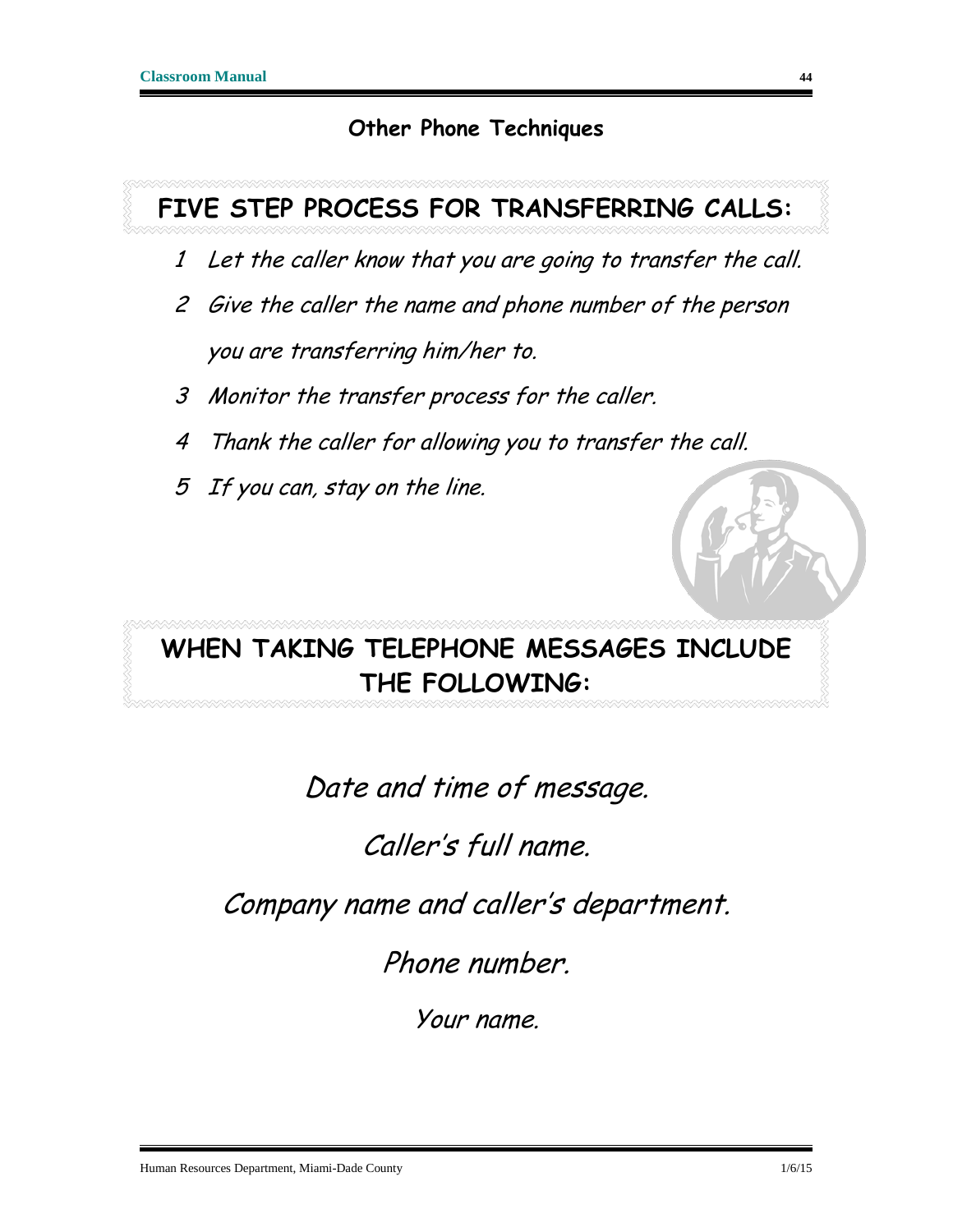## Other Phone Techniques

### FIVE STEP PROCESS FOR TRANSFERRING CALLS:

1. *Let the caller know that you are going to transfer the call.*
2. *Give the caller the name and phone number of the person you are transferring him/her to.*
3. *Monitor the transfer process for the caller.*
4. *Thank the caller for allowing you to transfer the call.*
5. *If you can, stay on the line.*

### WHEN TAKING TELEPHONE MESSAGES INCLUDE THE FOLLOWING:

*Date and time of message.*

*Caller's full name.*

*Company name and caller's department.*

*Phone number.*

*Your name.*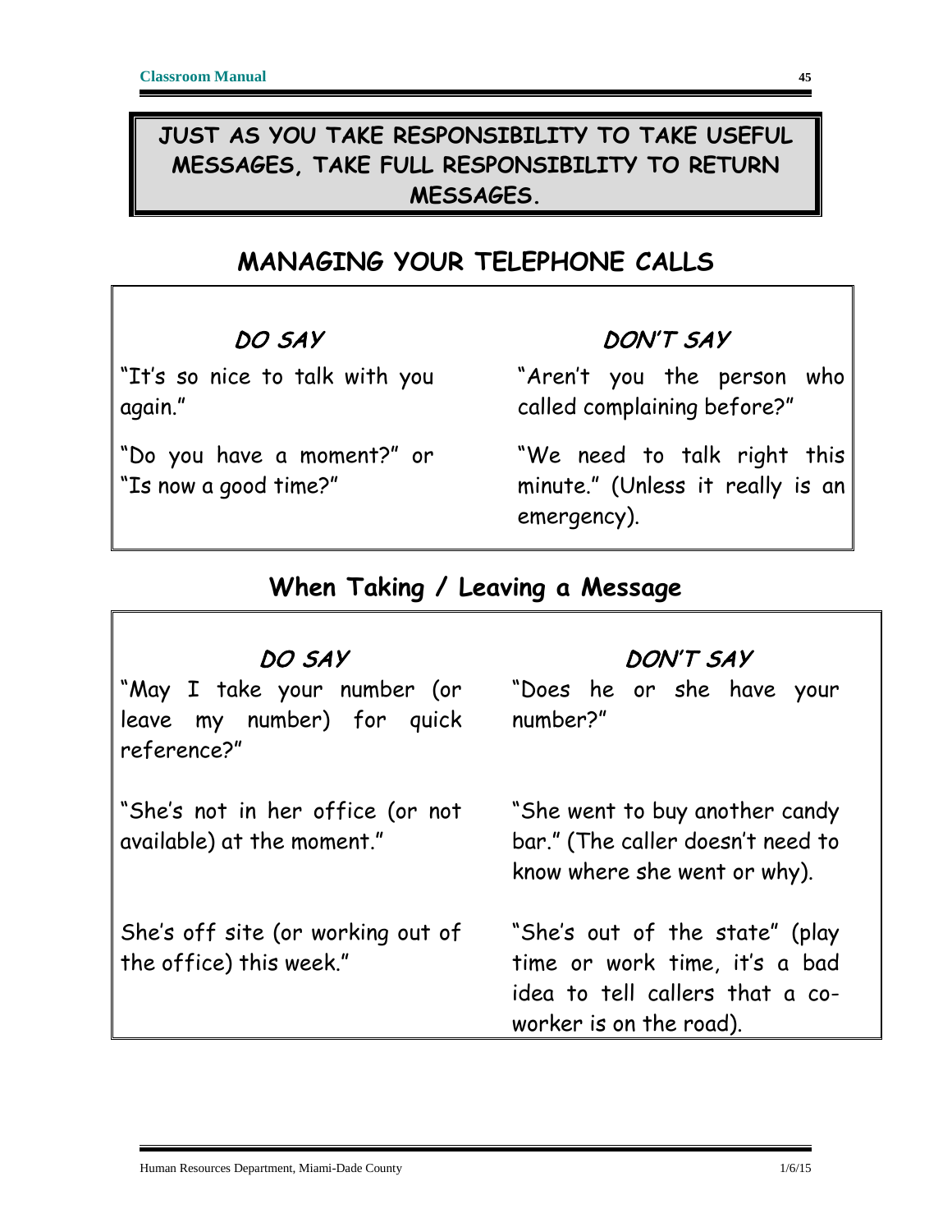**JUST AS YOU TAKE RESPONSIBILITY TO TAKE USEFUL MESSAGES, TAKE FULL RESPONSIBILITY TO RETURN MESSAGES.**

## MANAGING YOUR TELEPHONE CALLS

| ***DO SAY*** | ***DON'T SAY*** |
|---|---|
| "It's so nice to talk with you again." | "Aren't you the person who called complaining before?" |
| "Do you have a moment?" or "Is now a good time?" | "We need to talk right this minute." (Unless it really is an emergency). |

## When Taking / Leaving a Message

| ***DO SAY*** | ***DON'T SAY*** |
|---|---|
| "May I take your number (or leave my number) for quick reference?" | "Does he or she have your number?" |
| "She's not in her office (or not available) at the moment." | "She went to buy another candy bar." (The caller doesn't need to know where she went or why). |
| She's off site (or working out of the office) this week." | "She's out of the state" (play time or work time, it's a bad idea to tell callers that a co-worker is on the road). |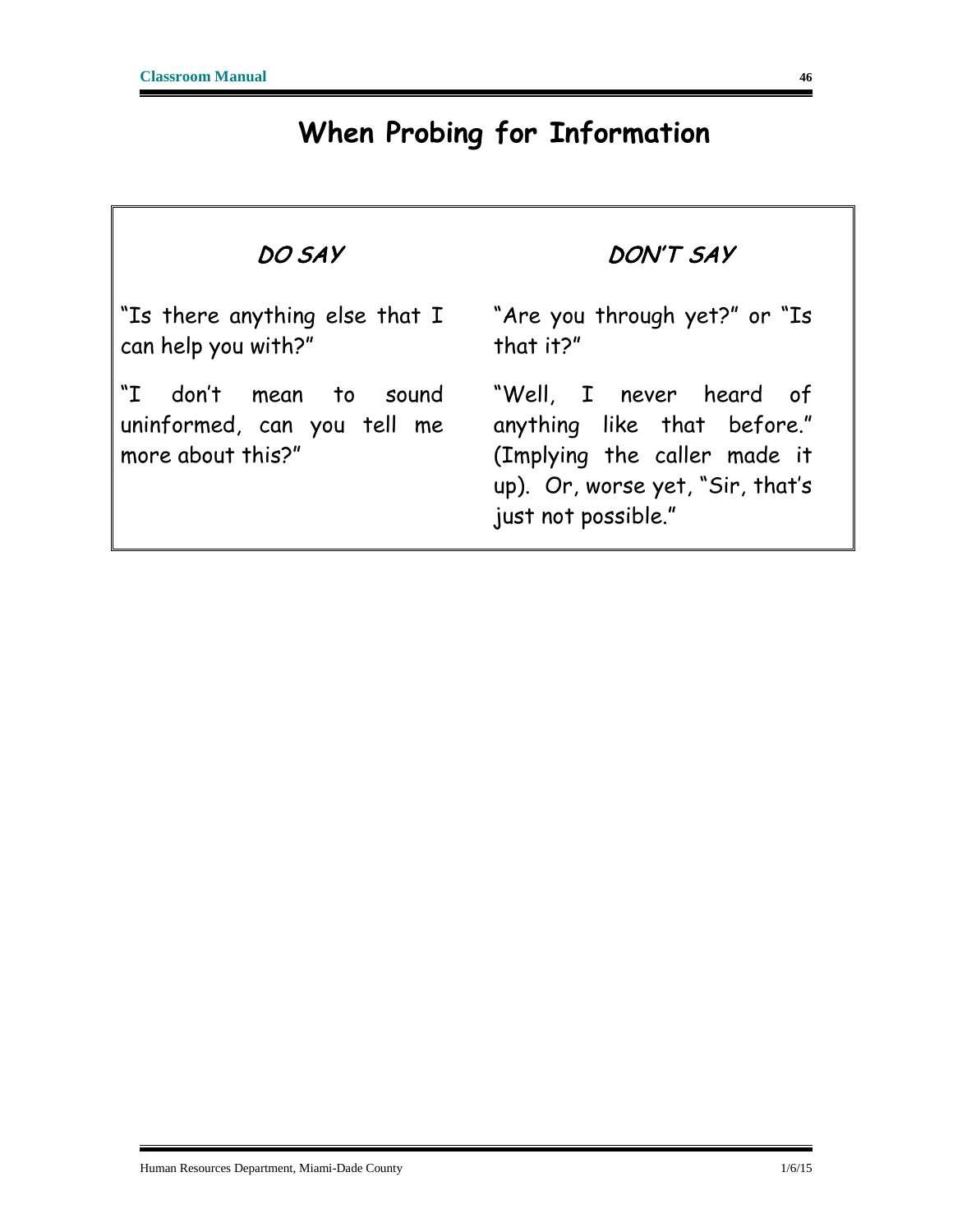# When Probing for Information

| *DO SAY* | *DON'T SAY* |
|---|---|
| "Is there anything else that I can help you with?" | "Are you through yet?" or "Is that it?" |
| "I don't mean to sound uninformed, can you tell me more about this?" | "Well, I never heard of anything like that before." (Implying the caller made it up). Or, worse yet, "Sir, that's just not possible." |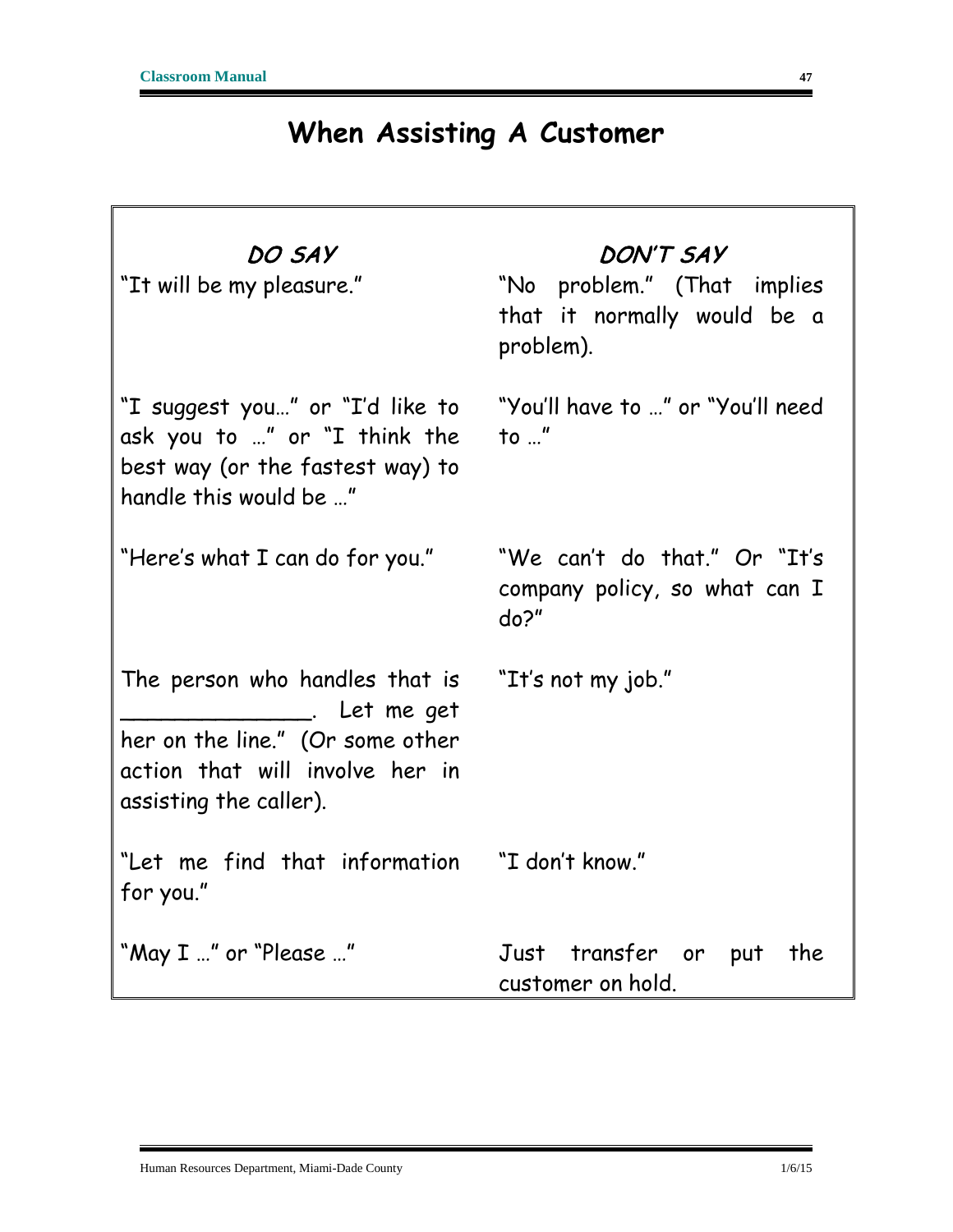# When Assisting A Customer

| *DO SAY* | *DON'T SAY* |
|---|---|
| "It will be my pleasure." | "No problem." (That implies that it normally would be a problem). |
| "I suggest you…" or "I'd like to ask you to …" or "I think the best way (or the fastest way) to handle this would be …" | "You'll have to …" or "You'll need to …" |
| "Here's what I can do for you." | "We can't do that." Or "It's company policy, so what can I do?" |
| The person who handles that is ______________. Let me get her on the line." (Or some other action that will involve her in assisting the caller). | "It's not my job." |
| "Let me find that information for you." | "I don't know." |
| "May I …" or "Please …" | Just transfer or put the customer on hold. |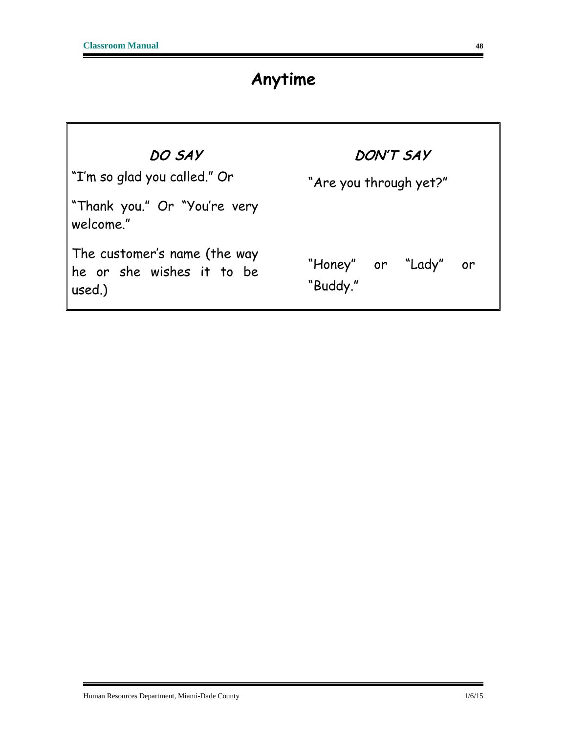# Anytime

| ***DO SAY*** | ***DON'T SAY*** |
|---|---|
| "I'm so glad you called." Or<br><br>"Thank you." Or "You're very welcome." | "Are you through yet?" |
| The customer's name (the way he or she wishes it to be used.) | "Honey" or "Lady" or "Buddy." |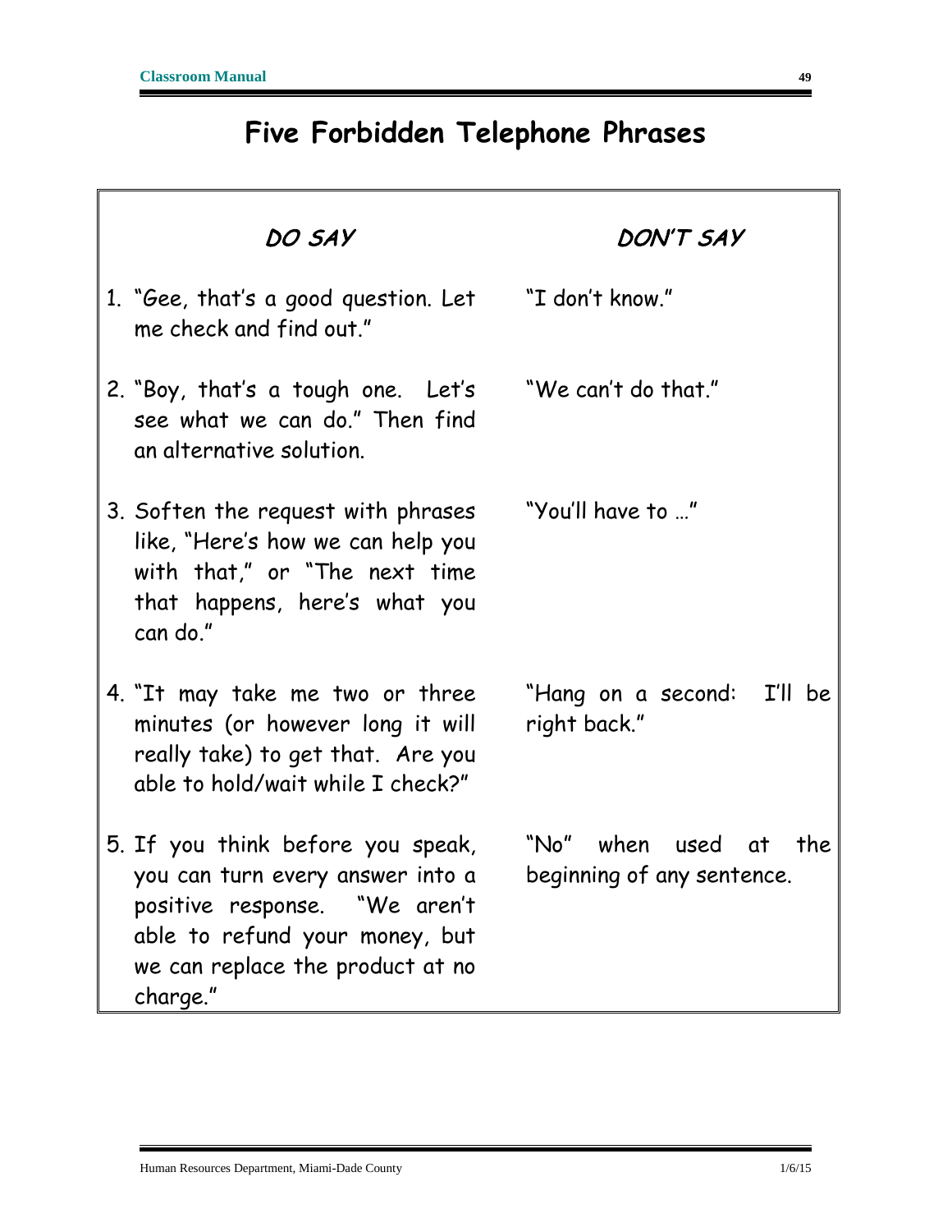# Five Forbidden Telephone Phrases

| *DO SAY* | *DON'T SAY* |
| --- | --- |
| 1. "Gee, that's a good question. Let me check and find out." | "I don't know." |
| 2. "Boy, that's a tough one. Let's see what we can do." Then find an alternative solution. | "We can't do that." |
| 3. Soften the request with phrases like, "Here's how we can help you with that," or "The next time that happens, here's what you can do." | "You'll have to …" |
| 4. "It may take me two or three minutes (or however long it will really take) to get that. Are you able to hold/wait while I check?" | "Hang on a second: I'll be right back." |
| 5. If you think before you speak, you can turn every answer into a positive response. "We aren't able to refund your money, but we can replace the product at no charge." | "No" when used at the beginning of any sentence. |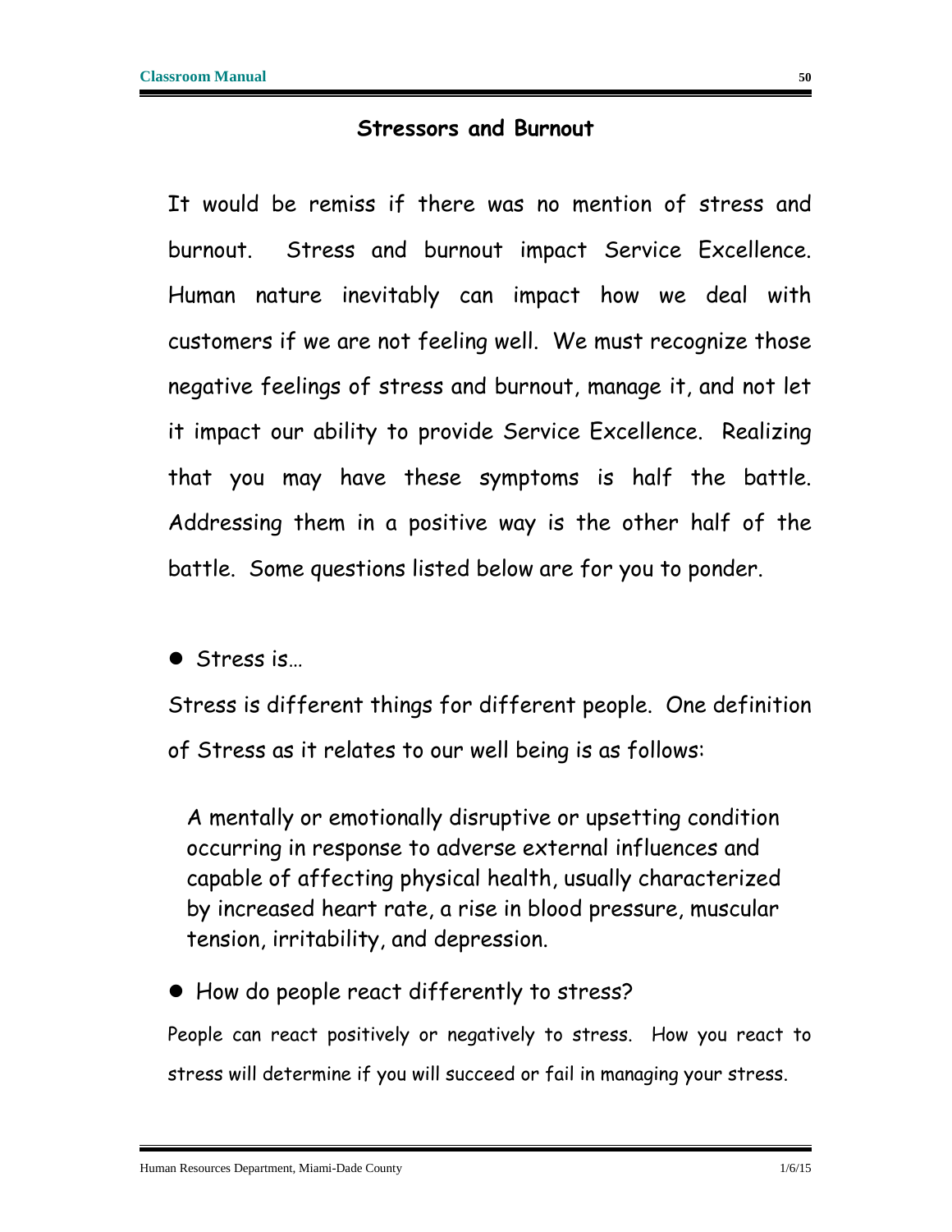## Stressors and Burnout

It would be remiss if there was no mention of stress and burnout. Stress and burnout impact Service Excellence. Human nature inevitably can impact how we deal with customers if we are not feeling well. We must recognize those negative feelings of stress and burnout, manage it, and not let it impact our ability to provide Service Excellence. Realizing that you may have these symptoms is half the battle. Addressing them in a positive way is the other half of the battle. Some questions listed below are for you to ponder.

- Stress is…

Stress is different things for different people. One definition of Stress as it relates to our well being is as follows:

> A mentally or emotionally disruptive or upsetting condition occurring in response to adverse external influences and capable of affecting physical health, usually characterized by increased heart rate, a rise in blood pressure, muscular tension, irritability, and depression.

- How do people react differently to stress?

People can react positively or negatively to stress. How you react to stress will determine if you will succeed or fail in managing your stress.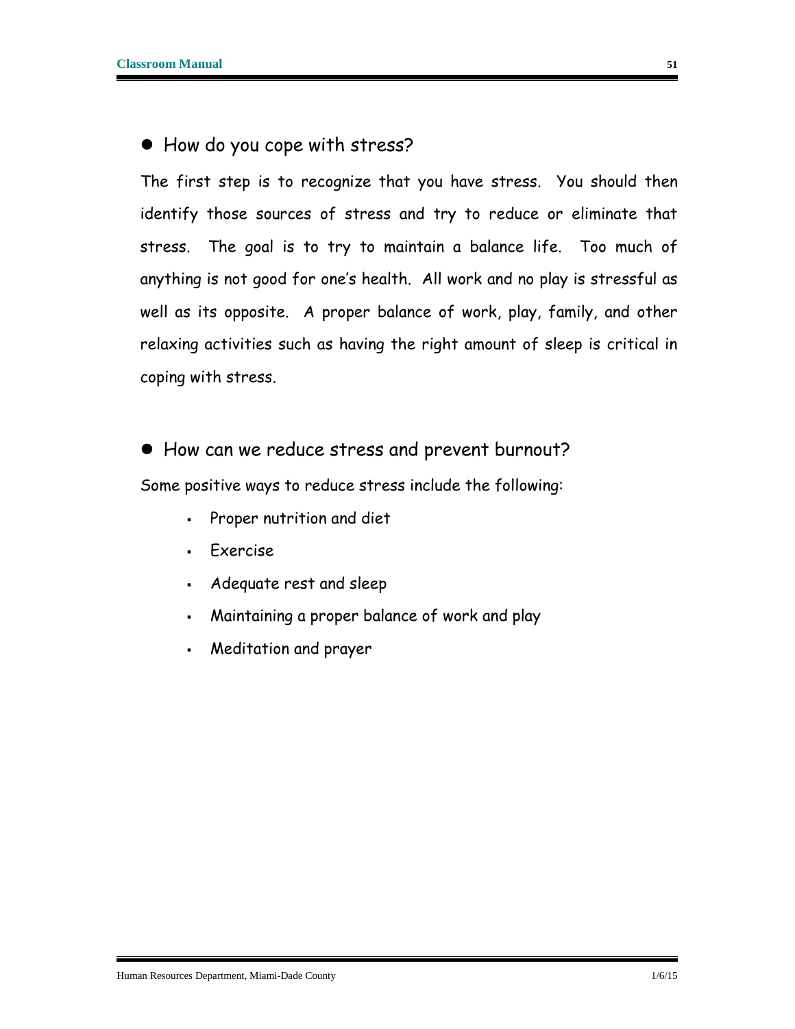- How do you cope with stress?

The first step is to recognize that you have stress. You should then identify those sources of stress and try to reduce or eliminate that stress. The goal is to try to maintain a balance life. Too much of anything is not good for one's health. All work and no play is stressful as well as its opposite. A proper balance of work, play, family, and other relaxing activities such as having the right amount of sleep is critical in coping with stress.

- How can we reduce stress and prevent burnout?

Some positive ways to reduce stress include the following:

- Proper nutrition and diet
- Exercise
- Adequate rest and sleep
- Maintaining a proper balance of work and play
- Meditation and prayer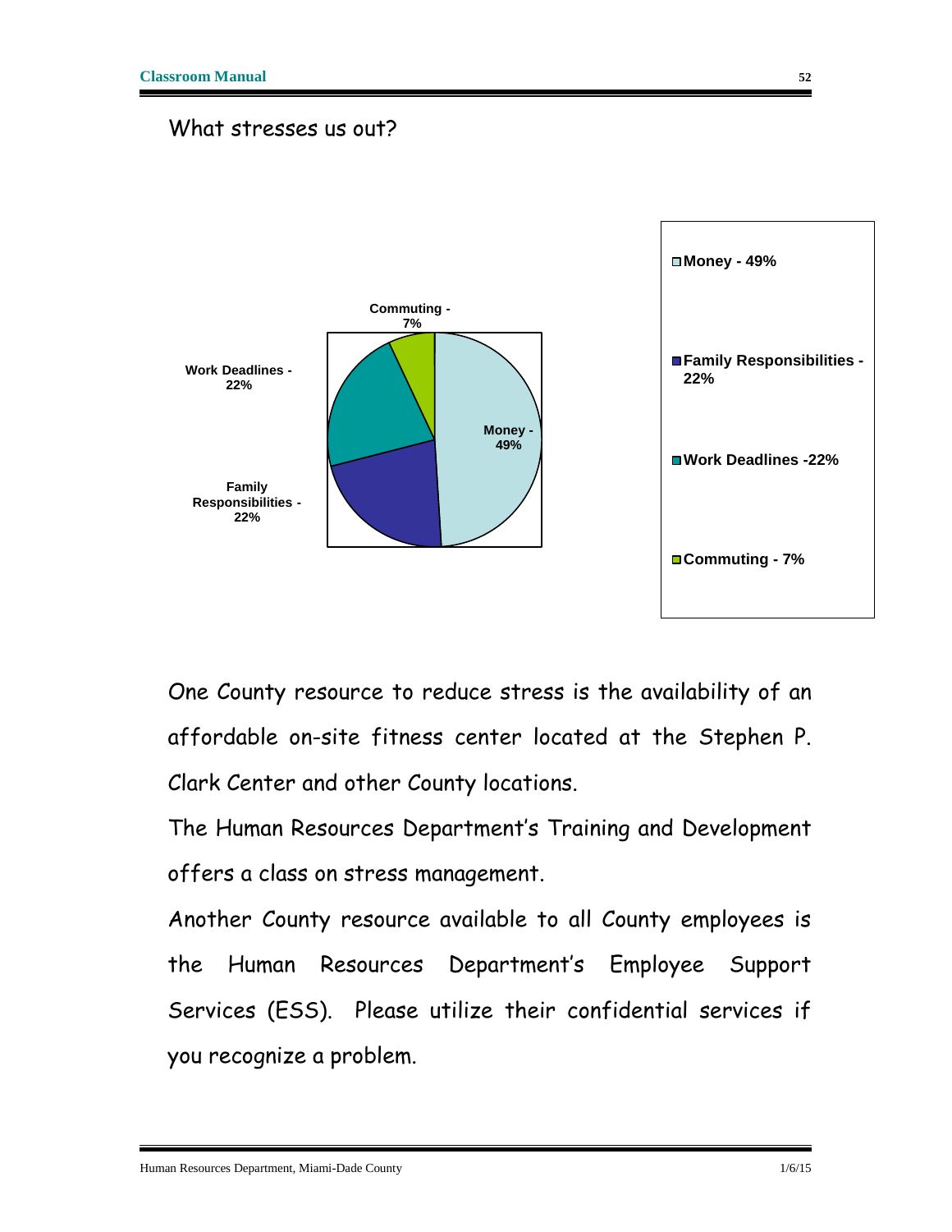What stresses us out?

| Category | Percentage |
| --- | --- |
| Money | 49% |
| Family Responsibilities | 22% |
| Work Deadlines | 22% |
| Commuting | 7% |

One County resource to reduce stress is the availability of an affordable on-site fitness center located at the Stephen P. Clark Center and other County locations.

The Human Resources Department's Training and Development offers a class on stress management.

Another County resource available to all County employees is the Human Resources Department's Employee Support Services (ESS). Please utilize their confidential services if you recognize a problem.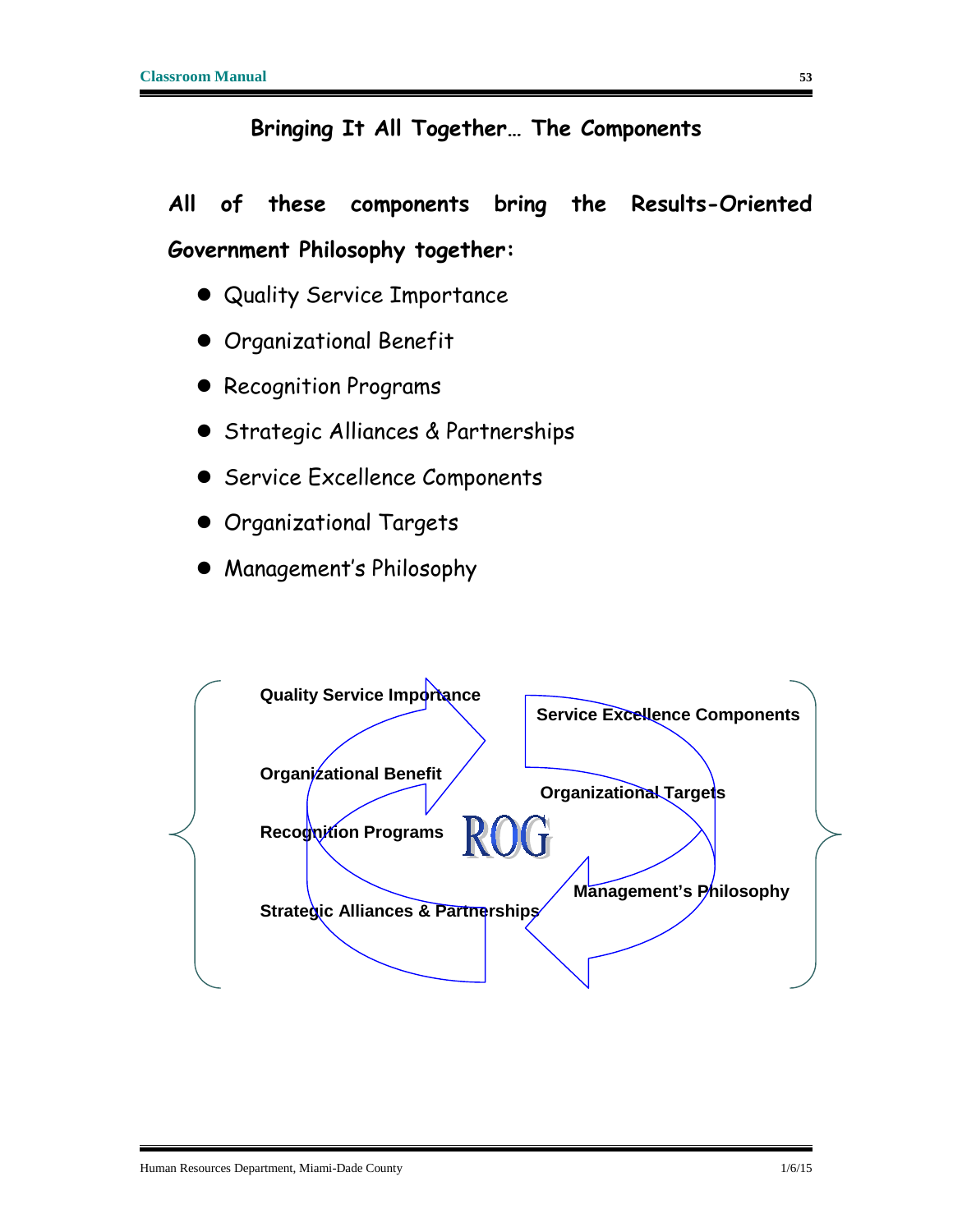## Bringing It All Together… The Components

**All of these components bring the Results-Oriented Government Philosophy together:**

- Quality Service Importance
- Organizational Benefit
- Recognition Programs
- Strategic Alliances & Partnerships
- Service Excellence Components
- Organizational Targets
- Management's Philosophy

Quality Service Importance

Organizational Benefit

Recognition Programs

Strategic Alliances & Partnerships

ROG

Service Excellence Components

Organizational Targets

Management's Philosophy